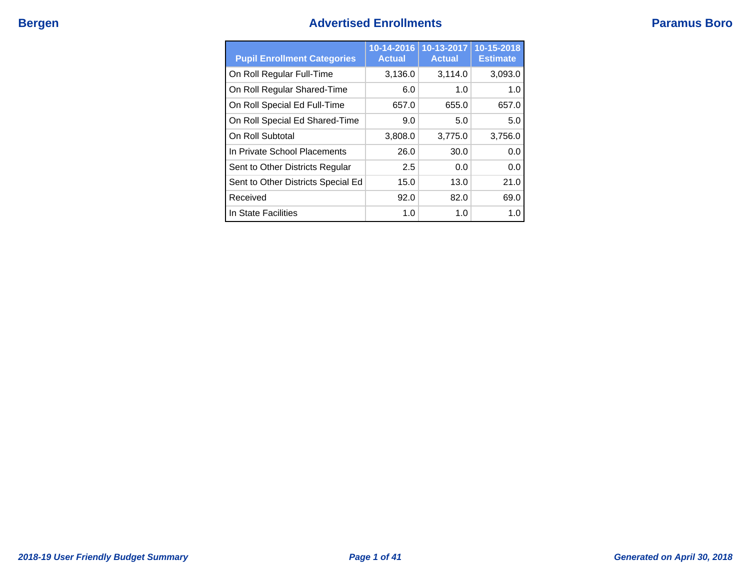# Advertised Enrollments

| Pupil Enrollment Categories | 10-14-2016 Actual | 10-13-2017 Actual | 10-15-2018 Estimate |
|---|---|---|---|
| On Roll Regular Full-Time | 3,136.0 | 3,114.0 | 3,093.0 |
| On Roll Regular Shared-Time | 6.0 | 1.0 | 1.0 |
| On Roll Special Ed Full-Time | 657.0 | 655.0 | 657.0 |
| On Roll Special Ed Shared-Time | 9.0 | 5.0 | 5.0 |
| On Roll Subtotal | 3,808.0 | 3,775.0 | 3,756.0 |
| In Private School Placements | 26.0 | 30.0 | 0.0 |
| Sent to Other Districts Regular | 2.5 | 0.0 | 0.0 |
| Sent to Other Districts Special Ed | 15.0 | 13.0 | 21.0 |
| Received | 92.0 | 82.0 | 69.0 |
| In State Facilities | 1.0 | 1.0 | 1.0 |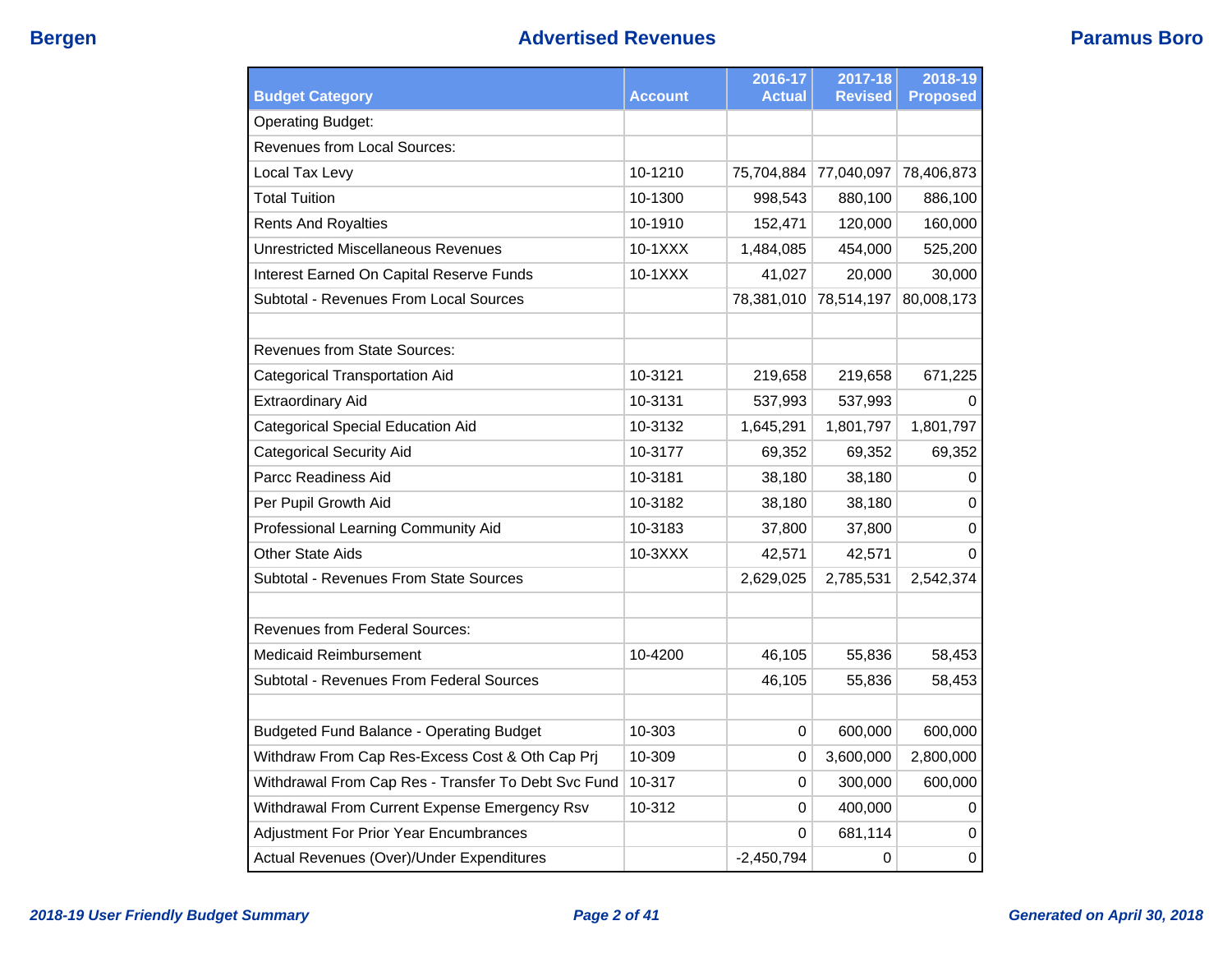## Advertised Revenues

| Budget Category | Account | 2016-17 Actual | 2017-18 Revised | 2018-19 Proposed |
|---|---|---|---|---|
| Operating Budget: | | | | |
| Revenues from Local Sources: | | | | |
| Local Tax Levy | 10-1210 | 75,704,884 | 77,040,097 | 78,406,873 |
| Total Tuition | 10-1300 | 998,543 | 880,100 | 886,100 |
| Rents And Royalties | 10-1910 | 152,471 | 120,000 | 160,000 |
| Unrestricted Miscellaneous Revenues | 10-1XXX | 1,484,085 | 454,000 | 525,200 |
| Interest Earned On Capital Reserve Funds | 10-1XXX | 41,027 | 20,000 | 30,000 |
| Subtotal - Revenues From Local Sources | | 78,381,010 | 78,514,197 | 80,008,173 |
| | | | | |
| Revenues from State Sources: | | | | |
| Categorical Transportation Aid | 10-3121 | 219,658 | 219,658 | 671,225 |
| Extraordinary Aid | 10-3131 | 537,993 | 537,993 | 0 |
| Categorical Special Education Aid | 10-3132 | 1,645,291 | 1,801,797 | 1,801,797 |
| Categorical Security Aid | 10-3177 | 69,352 | 69,352 | 69,352 |
| Parcc Readiness Aid | 10-3181 | 38,180 | 38,180 | 0 |
| Per Pupil Growth Aid | 10-3182 | 38,180 | 38,180 | 0 |
| Professional Learning Community Aid | 10-3183 | 37,800 | 37,800 | 0 |
| Other State Aids | 10-3XXX | 42,571 | 42,571 | 0 |
| Subtotal - Revenues From State Sources | | 2,629,025 | 2,785,531 | 2,542,374 |
| | | | | |
| Revenues from Federal Sources: | | | | |
| Medicaid Reimbursement | 10-4200 | 46,105 | 55,836 | 58,453 |
| Subtotal - Revenues From Federal Sources | | 46,105 | 55,836 | 58,453 |
| | | | | |
| Budgeted Fund Balance - Operating Budget | 10-303 | 0 | 600,000 | 600,000 |
| Withdraw From Cap Res-Excess Cost & Oth Cap Prj | 10-309 | 0 | 3,600,000 | 2,800,000 |
| Withdrawal From Cap Res - Transfer To Debt Svc Fund | 10-317 | 0 | 300,000 | 600,000 |
| Withdrawal From Current Expense Emergency Rsv | 10-312 | 0 | 400,000 | 0 |
| Adjustment For Prior Year Encumbrances | | 0 | 681,114 | 0 |
| Actual Revenues (Over)/Under Expenditures | | -2,450,794 | 0 | 0 |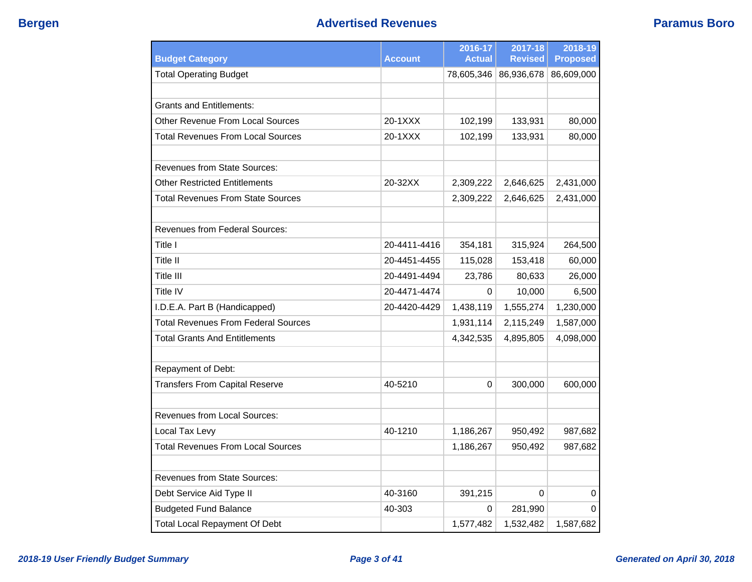# Advertised Revenues

| Budget Category | Account | 2016-17 Actual | 2017-18 Revised | 2018-19 Proposed |
|---|---|---|---|---|
| Total Operating Budget | | 78,605,346 | 86,936,678 | 86,609,000 |
| | | | | |
| Grants and Entitlements: | | | | |
| Other Revenue From Local Sources | 20-1XXX | 102,199 | 133,931 | 80,000 |
| Total Revenues From Local Sources | 20-1XXX | 102,199 | 133,931 | 80,000 |
| | | | | |
| Revenues from State Sources: | | | | |
| Other Restricted Entitlements | 20-32XX | 2,309,222 | 2,646,625 | 2,431,000 |
| Total Revenues From State Sources | | 2,309,222 | 2,646,625 | 2,431,000 |
| | | | | |
| Revenues from Federal Sources: | | | | |
| Title I | 20-4411-4416 | 354,181 | 315,924 | 264,500 |
| Title II | 20-4451-4455 | 115,028 | 153,418 | 60,000 |
| Title III | 20-4491-4494 | 23,786 | 80,633 | 26,000 |
| Title IV | 20-4471-4474 | 0 | 10,000 | 6,500 |
| I.D.E.A. Part B (Handicapped) | 20-4420-4429 | 1,438,119 | 1,555,274 | 1,230,000 |
| Total Revenues From Federal Sources | | 1,931,114 | 2,115,249 | 1,587,000 |
| Total Grants And Entitlements | | 4,342,535 | 4,895,805 | 4,098,000 |
| | | | | |
| Repayment of Debt: | | | | |
| Transfers From Capital Reserve | 40-5210 | 0 | 300,000 | 600,000 |
| | | | | |
| Revenues from Local Sources: | | | | |
| Local Tax Levy | 40-1210 | 1,186,267 | 950,492 | 987,682 |
| Total Revenues From Local Sources | | 1,186,267 | 950,492 | 987,682 |
| | | | | |
| Revenues from State Sources: | | | | |
| Debt Service Aid Type II | 40-3160 | 391,215 | 0 | 0 |
| Budgeted Fund Balance | 40-303 | 0 | 281,990 | 0 |
| Total Local Repayment Of Debt | | 1,577,482 | 1,532,482 | 1,587,682 |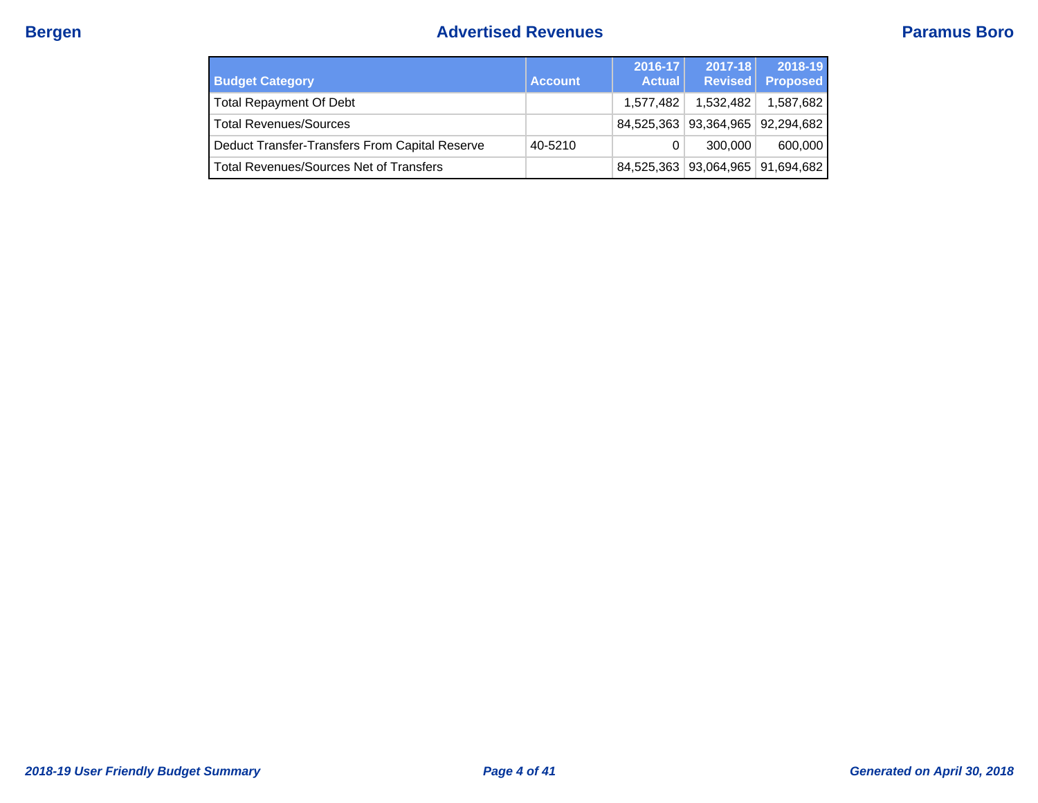# Advertised Revenues

| Budget Category | Account | 2016-17 Actual | 2017-18 Revised | 2018-19 Proposed |
| --- | --- | --- | --- | --- |
| Total Repayment Of Debt | | 1,577,482 | 1,532,482 | 1,587,682 |
| Total Revenues/Sources | | 84,525,363 | 93,364,965 | 92,294,682 |
| Deduct Transfer-Transfers From Capital Reserve | 40-5210 | 0 | 300,000 | 600,000 |
| Total Revenues/Sources Net of Transfers | | 84,525,363 | 93,064,965 | 91,694,682 |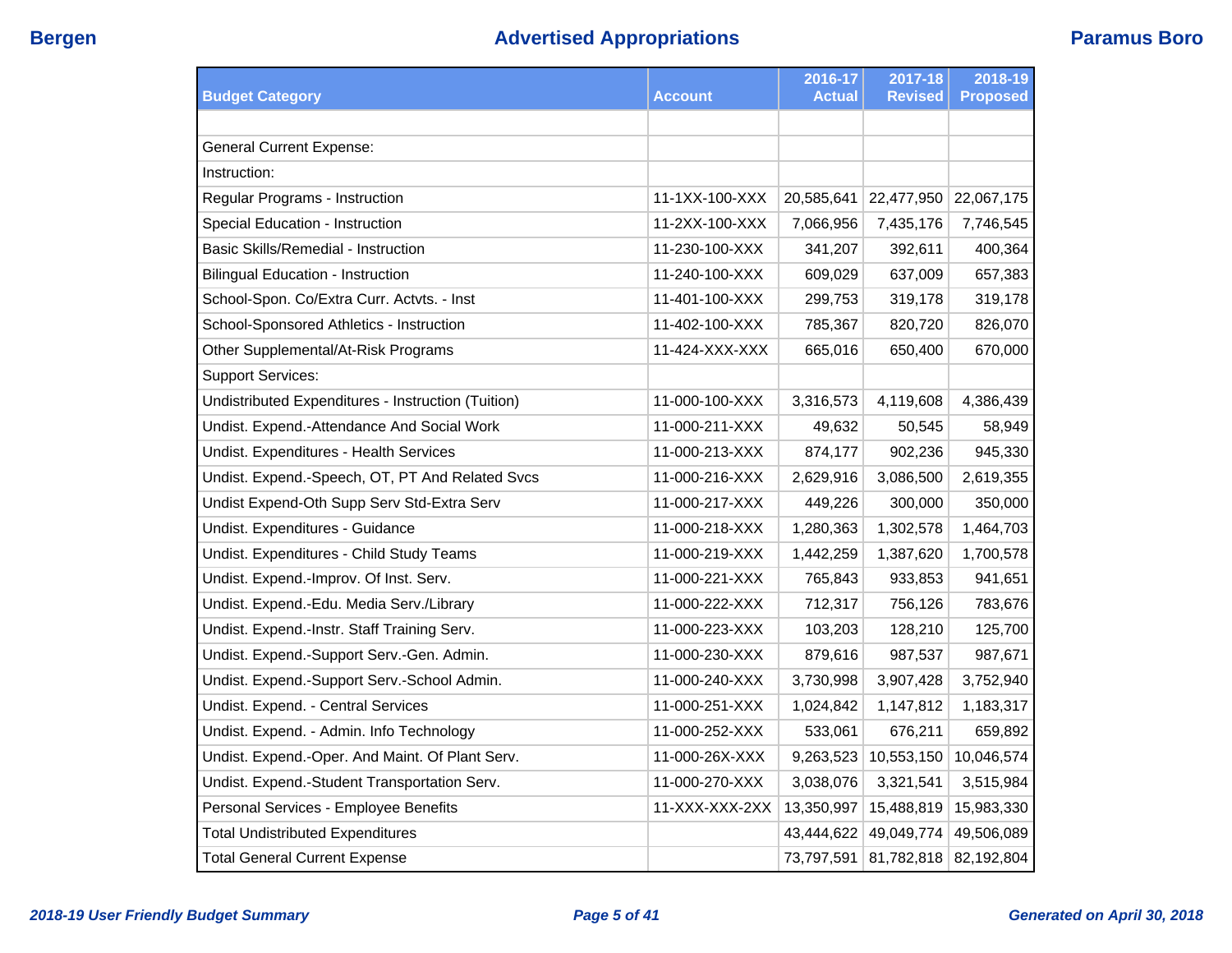# Advertised Appropriations

| Budget Category | Account | 2016-17 Actual | 2017-18 Revised | 2018-19 Proposed |
|---|---|---|---|---|
| | | | | |
| General Current Expense: | | | | |
| Instruction: | | | | |
| Regular Programs - Instruction | 11-1XX-100-XXX | 20,585,641 | 22,477,950 | 22,067,175 |
| Special Education - Instruction | 11-2XX-100-XXX | 7,066,956 | 7,435,176 | 7,746,545 |
| Basic Skills/Remedial - Instruction | 11-230-100-XXX | 341,207 | 392,611 | 400,364 |
| Bilingual Education - Instruction | 11-240-100-XXX | 609,029 | 637,009 | 657,383 |
| School-Spon. Co/Extra Curr. Actvts. - Inst | 11-401-100-XXX | 299,753 | 319,178 | 319,178 |
| School-Sponsored Athletics - Instruction | 11-402-100-XXX | 785,367 | 820,720 | 826,070 |
| Other Supplemental/At-Risk Programs | 11-424-XXX-XXX | 665,016 | 650,400 | 670,000 |
| Support Services: | | | | |
| Undistributed Expenditures - Instruction (Tuition) | 11-000-100-XXX | 3,316,573 | 4,119,608 | 4,386,439 |
| Undist. Expend.-Attendance And Social Work | 11-000-211-XXX | 49,632 | 50,545 | 58,949 |
| Undist. Expenditures - Health Services | 11-000-213-XXX | 874,177 | 902,236 | 945,330 |
| Undist. Expend.-Speech, OT, PT And Related Svcs | 11-000-216-XXX | 2,629,916 | 3,086,500 | 2,619,355 |
| Undist Expend-Oth Supp Serv Std-Extra Serv | 11-000-217-XXX | 449,226 | 300,000 | 350,000 |
| Undist. Expenditures - Guidance | 11-000-218-XXX | 1,280,363 | 1,302,578 | 1,464,703 |
| Undist. Expenditures - Child Study Teams | 11-000-219-XXX | 1,442,259 | 1,387,620 | 1,700,578 |
| Undist. Expend.-Improv. Of Inst. Serv. | 11-000-221-XXX | 765,843 | 933,853 | 941,651 |
| Undist. Expend.-Edu. Media Serv./Library | 11-000-222-XXX | 712,317 | 756,126 | 783,676 |
| Undist. Expend.-Instr. Staff Training Serv. | 11-000-223-XXX | 103,203 | 128,210 | 125,700 |
| Undist. Expend.-Support Serv.-Gen. Admin. | 11-000-230-XXX | 879,616 | 987,537 | 987,671 |
| Undist. Expend.-Support Serv.-School Admin. | 11-000-240-XXX | 3,730,998 | 3,907,428 | 3,752,940 |
| Undist. Expend. - Central Services | 11-000-251-XXX | 1,024,842 | 1,147,812 | 1,183,317 |
| Undist. Expend. - Admin. Info Technology | 11-000-252-XXX | 533,061 | 676,211 | 659,892 |
| Undist. Expend.-Oper. And Maint. Of Plant Serv. | 11-000-26X-XXX | 9,263,523 | 10,553,150 | 10,046,574 |
| Undist. Expend.-Student Transportation Serv. | 11-000-270-XXX | 3,038,076 | 3,321,541 | 3,515,984 |
| Personal Services - Employee Benefits | 11-XXX-XXX-2XX | 13,350,997 | 15,488,819 | 15,983,330 |
| Total Undistributed Expenditures | | 43,444,622 | 49,049,774 | 49,506,089 |
| Total General Current Expense | | 73,797,591 | 81,782,818 | 82,192,804 |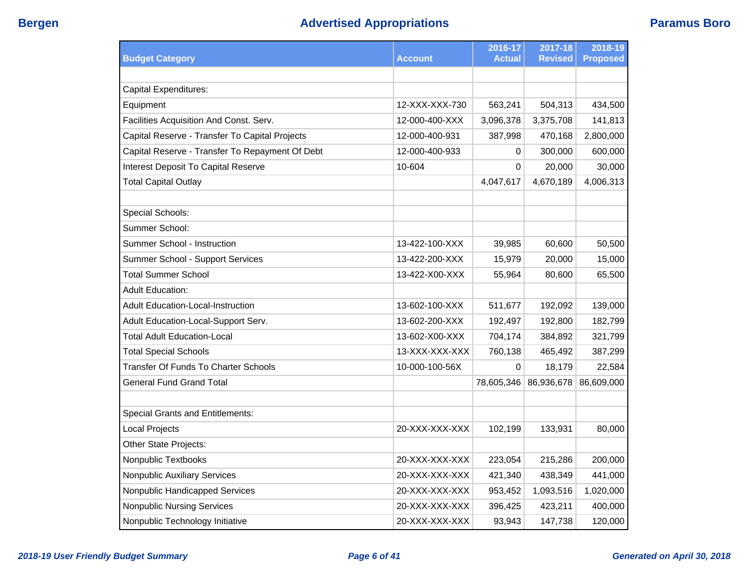| Budget Category | Account | 2016-17 Actual | 2017-18 Revised | 2018-19 Proposed |
|---|---|---|---|---|
| | | | | |
| Capital Expenditures: | | | | |
| Equipment | 12-XXX-XXX-730 | 563,241 | 504,313 | 434,500 |
| Facilities Acquisition And Const. Serv. | 12-000-400-XXX | 3,096,378 | 3,375,708 | 141,813 |
| Capital Reserve - Transfer To Capital Projects | 12-000-400-931 | 387,998 | 470,168 | 2,800,000 |
| Capital Reserve - Transfer To Repayment Of Debt | 12-000-400-933 | 0 | 300,000 | 600,000 |
| Interest Deposit To Capital Reserve | 10-604 | 0 | 20,000 | 30,000 |
| Total Capital Outlay | | 4,047,617 | 4,670,189 | 4,006,313 |
| | | | | |
| Special Schools: | | | | |
| Summer School: | | | | |
| Summer School - Instruction | 13-422-100-XXX | 39,985 | 60,600 | 50,500 |
| Summer School - Support Services | 13-422-200-XXX | 15,979 | 20,000 | 15,000 |
| Total Summer School | 13-422-X00-XXX | 55,964 | 80,600 | 65,500 |
| Adult Education: | | | | |
| Adult Education-Local-Instruction | 13-602-100-XXX | 511,677 | 192,092 | 139,000 |
| Adult Education-Local-Support Serv. | 13-602-200-XXX | 192,497 | 192,800 | 182,799 |
| Total Adult Education-Local | 13-602-X00-XXX | 704,174 | 384,892 | 321,799 |
| Total Special Schools | 13-XXX-XXX-XXX | 760,138 | 465,492 | 387,299 |
| Transfer Of Funds To Charter Schools | 10-000-100-56X | 0 | 18,179 | 22,584 |
| General Fund Grand Total | | 78,605,346 | 86,936,678 | 86,609,000 |
| | | | | |
| Special Grants and Entitlements: | | | | |
| Local Projects | 20-XXX-XXX-XXX | 102,199 | 133,931 | 80,000 |
| Other State Projects: | | | | |
| Nonpublic Textbooks | 20-XXX-XXX-XXX | 223,054 | 215,286 | 200,000 |
| Nonpublic Auxiliary Services | 20-XXX-XXX-XXX | 421,340 | 438,349 | 441,000 |
| Nonpublic Handicapped Services | 20-XXX-XXX-XXX | 953,452 | 1,093,516 | 1,020,000 |
| Nonpublic Nursing Services | 20-XXX-XXX-XXX | 396,425 | 423,211 | 400,000 |
| Nonpublic Technology Initiative | 20-XXX-XXX-XXX | 93,943 | 147,738 | 120,000 |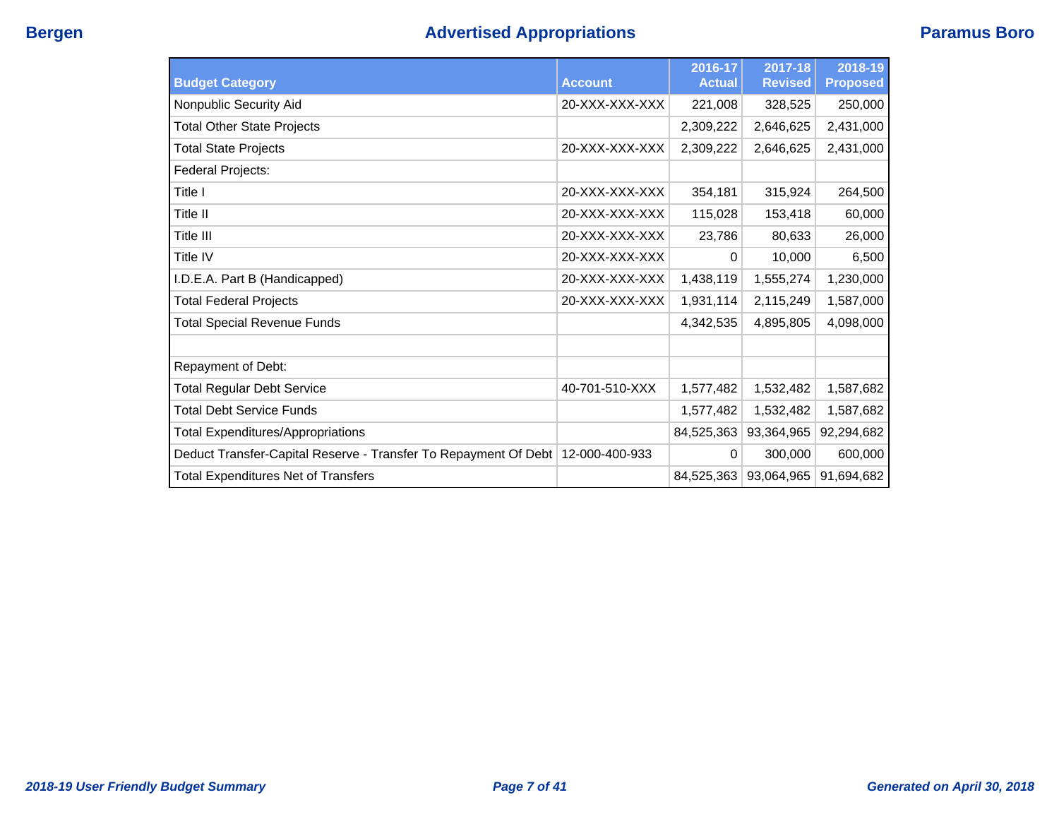| Budget Category | Account | 2016-17 Actual | 2017-18 Revised | 2018-19 Proposed |
|---|---|---|---|---|
| Nonpublic Security Aid | 20-XXX-XXX-XXX | 221,008 | 328,525 | 250,000 |
| Total Other State Projects | | 2,309,222 | 2,646,625 | 2,431,000 |
| Total State Projects | 20-XXX-XXX-XXX | 2,309,222 | 2,646,625 | 2,431,000 |
| Federal Projects: | | | | |
| Title I | 20-XXX-XXX-XXX | 354,181 | 315,924 | 264,500 |
| Title II | 20-XXX-XXX-XXX | 115,028 | 153,418 | 60,000 |
| Title III | 20-XXX-XXX-XXX | 23,786 | 80,633 | 26,000 |
| Title IV | 20-XXX-XXX-XXX | 0 | 10,000 | 6,500 |
| I.D.E.A. Part B (Handicapped) | 20-XXX-XXX-XXX | 1,438,119 | 1,555,274 | 1,230,000 |
| Total Federal Projects | 20-XXX-XXX-XXX | 1,931,114 | 2,115,249 | 1,587,000 |
| Total Special Revenue Funds | | 4,342,535 | 4,895,805 | 4,098,000 |
| | | | | |
| Repayment of Debt: | | | | |
| Total Regular Debt Service | 40-701-510-XXX | 1,577,482 | 1,532,482 | 1,587,682 |
| Total Debt Service Funds | | 1,577,482 | 1,532,482 | 1,587,682 |
| Total Expenditures/Appropriations | | 84,525,363 | 93,364,965 | 92,294,682 |
| Deduct Transfer-Capital Reserve - Transfer To Repayment Of Debt | 12-000-400-933 | 0 | 300,000 | 600,000 |
| Total Expenditures Net of Transfers | | 84,525,363 | 93,064,965 | 91,694,682 |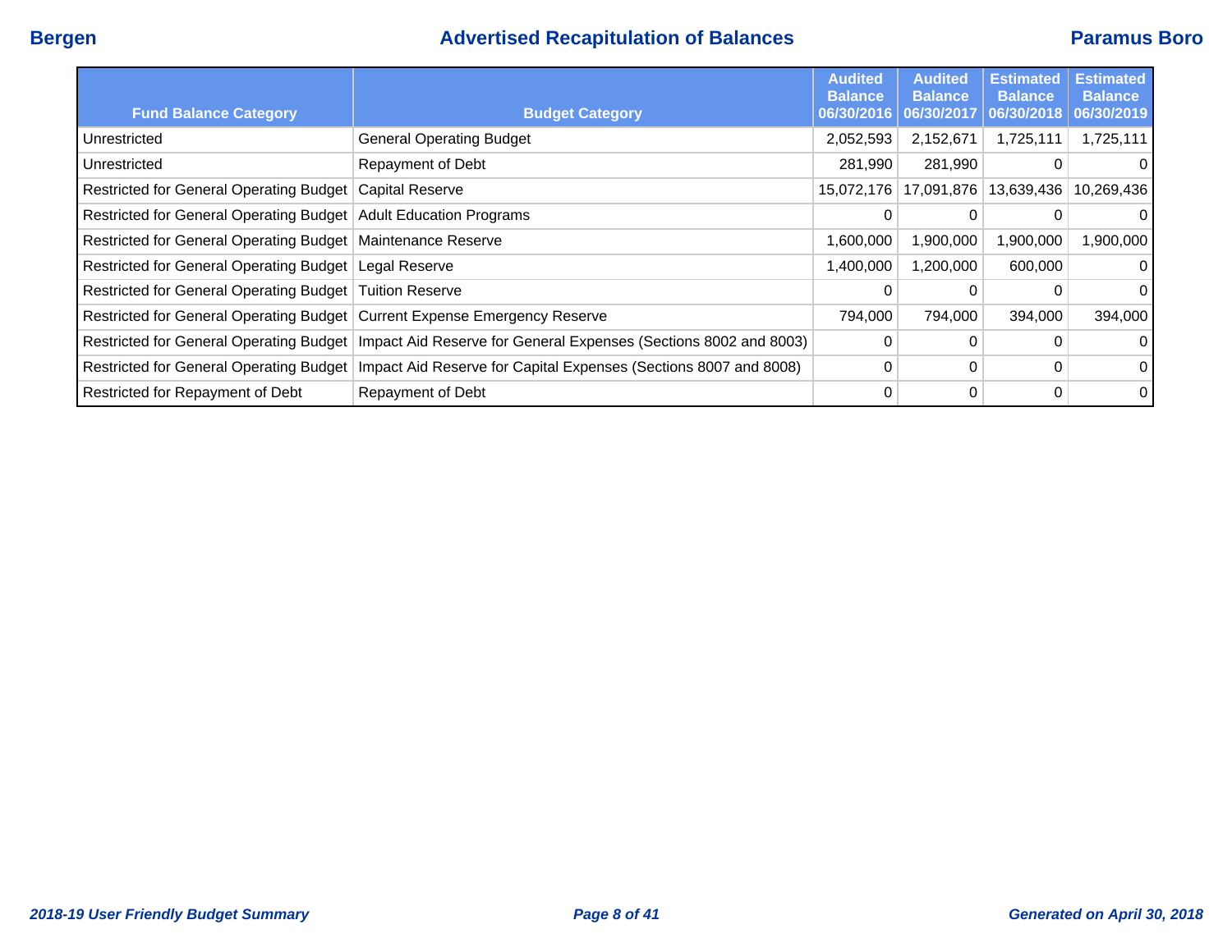# Advertised Recapitulation of Balances

| Fund Balance Category | Budget Category | Audited Balance 06/30/2016 | Audited Balance 06/30/2017 | Estimated Balance 06/30/2018 | Estimated Balance 06/30/2019 |
|---|---|---|---|---|---|
| Unrestricted | General Operating Budget | 2,052,593 | 2,152,671 | 1,725,111 | 1,725,111 |
| Unrestricted | Repayment of Debt | 281,990 | 281,990 | 0 | 0 |
| Restricted for General Operating Budget | Capital Reserve | 15,072,176 | 17,091,876 | 13,639,436 | 10,269,436 |
| Restricted for General Operating Budget | Adult Education Programs | 0 | 0 | 0 | 0 |
| Restricted for General Operating Budget | Maintenance Reserve | 1,600,000 | 1,900,000 | 1,900,000 | 1,900,000 |
| Restricted for General Operating Budget | Legal Reserve | 1,400,000 | 1,200,000 | 600,000 | 0 |
| Restricted for General Operating Budget | Tuition Reserve | 0 | 0 | 0 | 0 |
| Restricted for General Operating Budget | Current Expense Emergency Reserve | 794,000 | 794,000 | 394,000 | 394,000 |
| Restricted for General Operating Budget | Impact Aid Reserve for General Expenses (Sections 8002 and 8003) | 0 | 0 | 0 | 0 |
| Restricted for General Operating Budget | Impact Aid Reserve for Capital Expenses (Sections 8007 and 8008) | 0 | 0 | 0 | 0 |
| Restricted for Repayment of Debt | Repayment of Debt | 0 | 0 | 0 | 0 |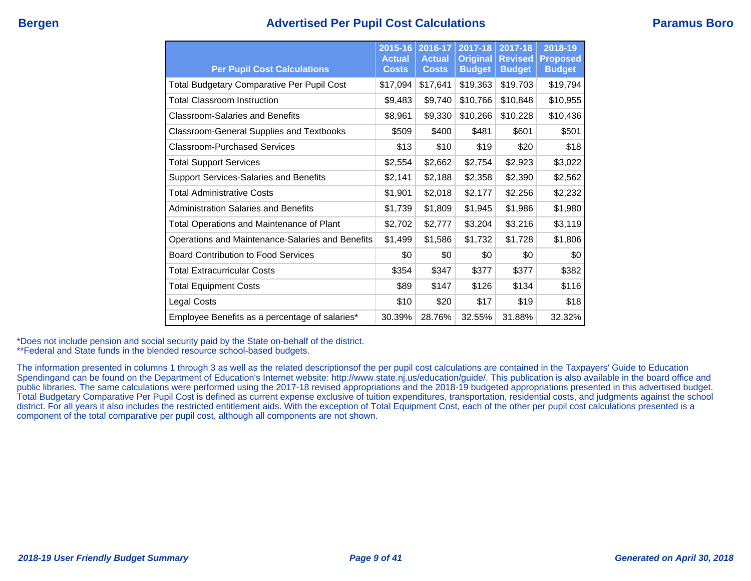# Advertised Per Pupil Cost Calculations

| Per Pupil Cost Calculations | 2015-16 Actual Costs | 2016-17 Actual Costs | 2017-18 Original Budget | 2017-18 Revised Budget | 2018-19 Proposed Budget |
|---|---|---|---|---|---|
| Total Budgetary Comparative Per Pupil Cost | $17,094 | $17,641 | $19,363 | $19,703 | $19,794 |
| Total Classroom Instruction | $9,483 | $9,740 | $10,766 | $10,848 | $10,955 |
| Classroom-Salaries and Benefits | $8,961 | $9,330 | $10,266 | $10,228 | $10,436 |
| Classroom-General Supplies and Textbooks | $509 | $400 | $481 | $601 | $501 |
| Classroom-Purchased Services | $13 | $10 | $19 | $20 | $18 |
| Total Support Services | $2,554 | $2,662 | $2,754 | $2,923 | $3,022 |
| Support Services-Salaries and Benefits | $2,141 | $2,188 | $2,358 | $2,390 | $2,562 |
| Total Administrative Costs | $1,901 | $2,018 | $2,177 | $2,256 | $2,232 |
| Administration Salaries and Benefits | $1,739 | $1,809 | $1,945 | $1,986 | $1,980 |
| Total Operations and Maintenance of Plant | $2,702 | $2,777 | $3,204 | $3,216 | $3,119 |
| Operations and Maintenance-Salaries and Benefits | $1,499 | $1,586 | $1,732 | $1,728 | $1,806 |
| Board Contribution to Food Services | $0 | $0 | $0 | $0 | $0 |
| Total Extracurricular Costs | $354 | $347 | $377 | $377 | $382 |
| Total Equipment Costs | $89 | $147 | $126 | $134 | $116 |
| Legal Costs | $10 | $20 | $17 | $19 | $18 |
| Employee Benefits as a percentage of salaries* | 30.39% | 28.76% | 32.55% | 31.88% | 32.32% |

*Does not include pension and social security paid by the State on-behalf of the district.
**Federal and State funds in the blended resource school-based budgets.

The information presented in columns 1 through 3 as well as the related descriptionsof the per pupil cost calculations are contained in the Taxpayers' Guide to Education Spendingand can be found on the Department of Education's Internet website: http://www.state.nj.us/education/guide/. This publication is also available in the board office and public libraries. The same calculations were performed using the 2017-18 revised appropriations and the 2018-19 budgeted appropriations presented in this advertised budget. Total Budgetary Comparative Per Pupil Cost is defined as current expense exclusive of tuition expenditures, transportation, residential costs, and judgments against the school district. For all years it also includes the restricted entitlement aids. With the exception of Total Equipment Cost, each of the other per pupil cost calculations presented is a component of the total comparative per pupil cost, although all components are not shown.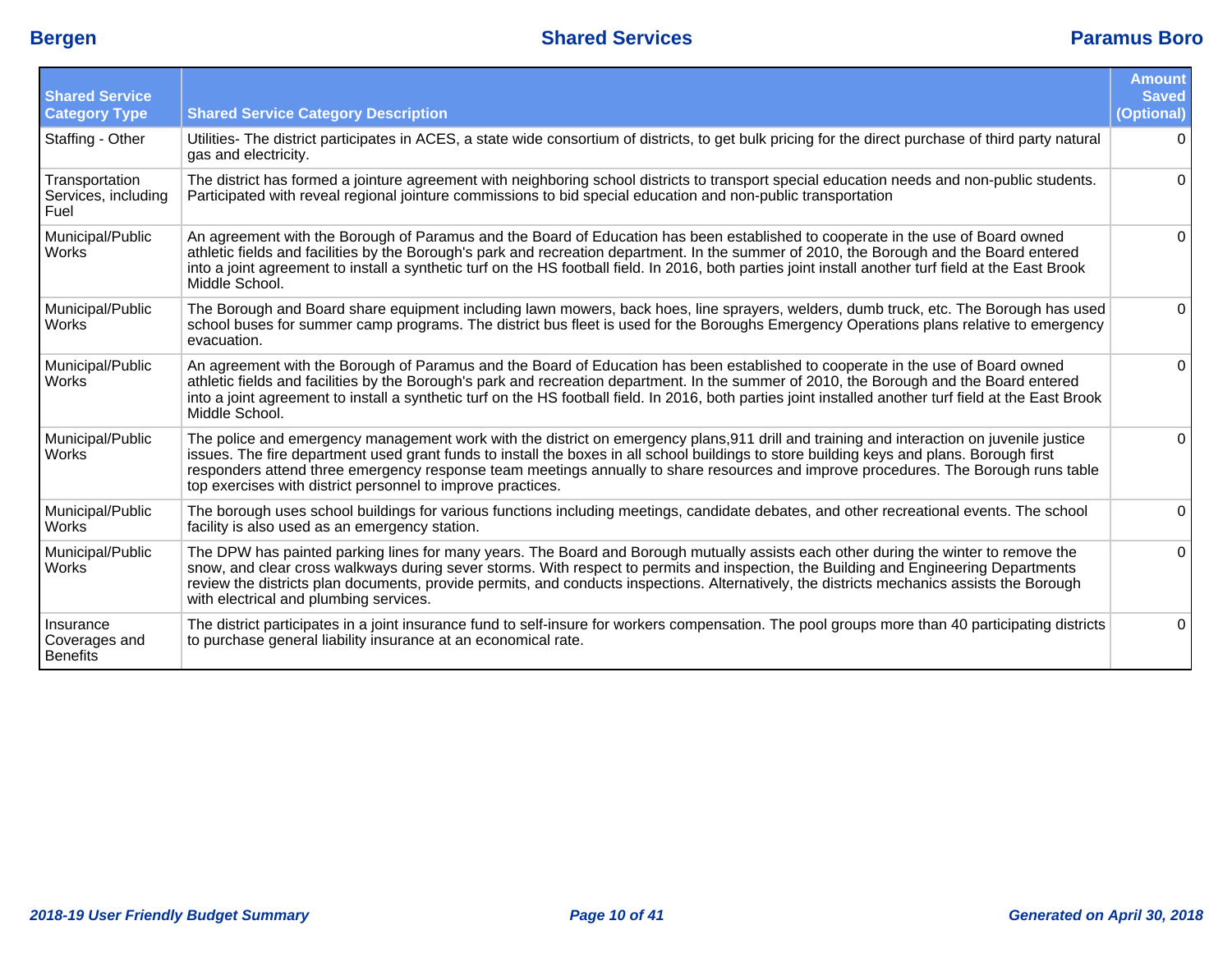| Shared Service Category Type | Shared Service Category Description | Amount Saved (Optional) |
|---|---|---|
| Staffing - Other | Utilities- The district participates in ACES, a state wide consortium of districts, to get bulk pricing for the direct purchase of third party natural gas and electricity. | 0 |
| Transportation Services, including Fuel | The district has formed a jointure agreement with neighboring school districts to transport special education needs and non-public students. Participated with reveal regional jointure commissions to bid special education and non-public transportation | 0 |
| Municipal/Public Works | An agreement with the Borough of Paramus and the Board of Education has been established to cooperate in the use of Board owned athletic fields and facilities by the Borough's park and recreation department. In the summer of 2010, the Borough and the Board entered into a joint agreement to install a synthetic turf on the HS football field. In 2016, both parties joint install another turf field at the East Brook Middle School. | 0 |
| Municipal/Public Works | The Borough and Board share equipment including lawn mowers, back hoes, line sprayers, welders, dumb truck, etc. The Borough has used school buses for summer camp programs. The district bus fleet is used for the Boroughs Emergency Operations plans relative to emergency evacuation. | 0 |
| Municipal/Public Works | An agreement with the Borough of Paramus and the Board of Education has been established to cooperate in the use of Board owned athletic fields and facilities by the Borough's park and recreation department. In the summer of 2010, the Borough and the Board entered into a joint agreement to install a synthetic turf on the HS football field. In 2016, both parties joint installed another turf field at the East Brook Middle School. | 0 |
| Municipal/Public Works | The police and emergency management work with the district on emergency plans,911 drill and training and interaction on juvenile justice issues. The fire department used grant funds to install the boxes in all school buildings to store building keys and plans. Borough first responders attend three emergency response team meetings annually to share resources and improve procedures. The Borough runs table top exercises with district personnel to improve practices. | 0 |
| Municipal/Public Works | The borough uses school buildings for various functions including meetings, candidate debates, and other recreational events. The school facility is also used as an emergency station. | 0 |
| Municipal/Public Works | The DPW has painted parking lines for many years. The Board and Borough mutually assists each other during the winter to remove the snow, and clear cross walkways during sever storms. With respect to permits and inspection, the Building and Engineering Departments review the districts plan documents, provide permits, and conducts inspections. Alternatively, the districts mechanics assists the Borough with electrical and plumbing services. | 0 |
| Insurance Coverages and Benefits | The district participates in a joint insurance fund to self-insure for workers compensation. The pool groups more than 40 participating districts to purchase general liability insurance at an economical rate. | 0 |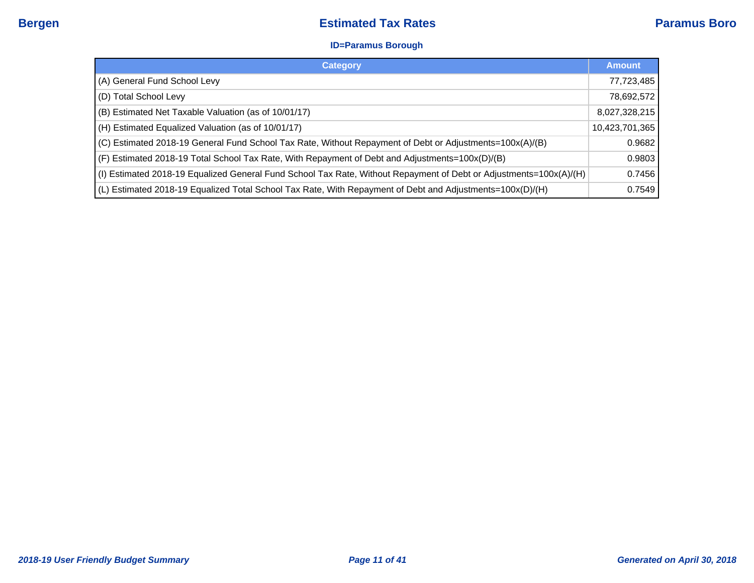# Estimated Tax Rates

**ID=Paramus Borough**

| Category | Amount |
|---|---|
| (A) General Fund School Levy | 77,723,485 |
| (D) Total School Levy | 78,692,572 |
| (B) Estimated Net Taxable Valuation (as of 10/01/17) | 8,027,328,215 |
| (H) Estimated Equalized Valuation (as of 10/01/17) | 10,423,701,365 |
| (C) Estimated 2018-19 General Fund School Tax Rate, Without Repayment of Debt or Adjustments=100x(A)/(B) | 0.9682 |
| (F) Estimated 2018-19 Total School Tax Rate, With Repayment of Debt and Adjustments=100x(D)/(B) | 0.9803 |
| (I) Estimated 2018-19 Equalized General Fund School Tax Rate, Without Repayment of Debt or Adjustments=100x(A)/(H) | 0.7456 |
| (L) Estimated 2018-19 Equalized Total School Tax Rate, With Repayment of Debt and Adjustments=100x(D)/(H) | 0.7549 |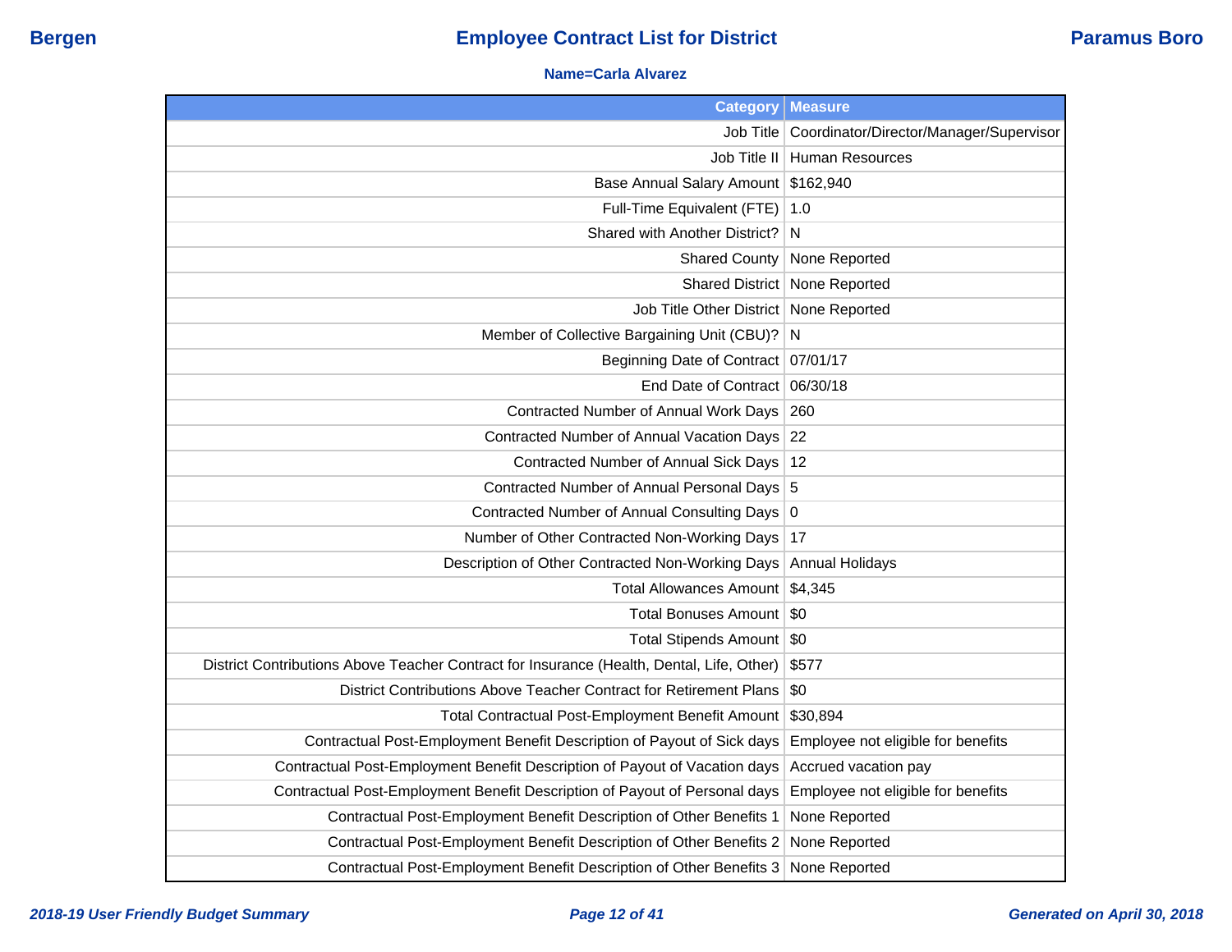Name=Carla Alvarez

| Category | Measure |
|---|---|
| Job Title | Coordinator/Director/Manager/Supervisor |
| Job Title II | Human Resources |
| Base Annual Salary Amount | $162,940 |
| Full-Time Equivalent (FTE) | 1.0 |
| Shared with Another District? | N |
| Shared County | None Reported |
| Shared District | None Reported |
| Job Title Other District | None Reported |
| Member of Collective Bargaining Unit (CBU)? | N |
| Beginning Date of Contract | 07/01/17 |
| End Date of Contract | 06/30/18 |
| Contracted Number of Annual Work Days | 260 |
| Contracted Number of Annual Vacation Days | 22 |
| Contracted Number of Annual Sick Days | 12 |
| Contracted Number of Annual Personal Days | 5 |
| Contracted Number of Annual Consulting Days | 0 |
| Number of Other Contracted Non-Working Days | 17 |
| Description of Other Contracted Non-Working Days | Annual Holidays |
| Total Allowances Amount | $4,345 |
| Total Bonuses Amount | $0 |
| Total Stipends Amount | $0 |
| District Contributions Above Teacher Contract for Insurance (Health, Dental, Life, Other) | $577 |
| District Contributions Above Teacher Contract for Retirement Plans | $0 |
| Total Contractual Post-Employment Benefit Amount | $30,894 |
| Contractual Post-Employment Benefit Description of Payout of Sick days | Employee not eligible for benefits |
| Contractual Post-Employment Benefit Description of Payout of Vacation days | Accrued vacation pay |
| Contractual Post-Employment Benefit Description of Payout of Personal days | Employee not eligible for benefits |
| Contractual Post-Employment Benefit Description of Other Benefits 1 | None Reported |
| Contractual Post-Employment Benefit Description of Other Benefits 2 | None Reported |
| Contractual Post-Employment Benefit Description of Other Benefits 3 | None Reported |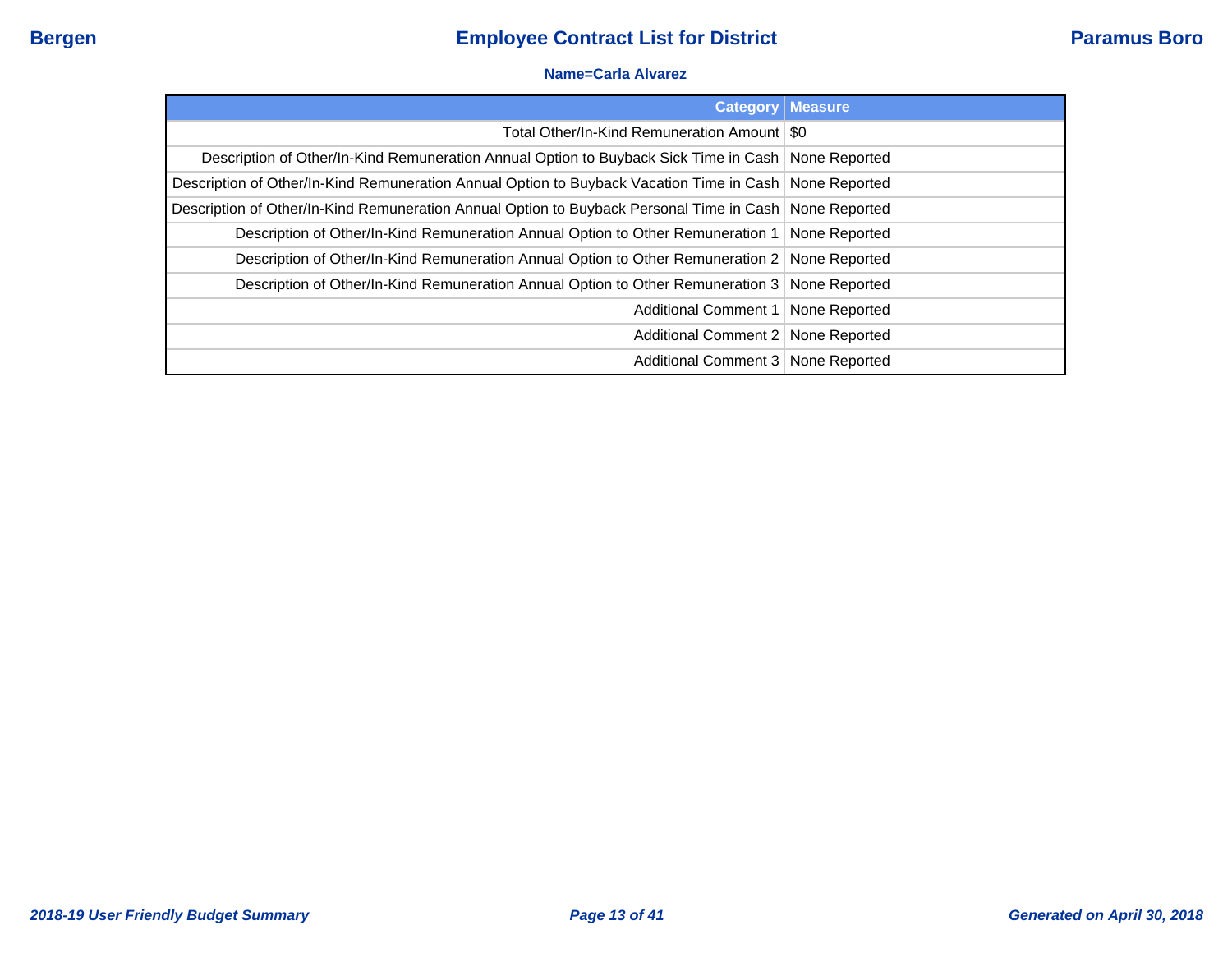Name=Carla Alvarez

| Category | Measure |
|---|---|
| Total Other/In-Kind Remuneration Amount | $0 |
| Description of Other/In-Kind Remuneration Annual Option to Buyback Sick Time in Cash | None Reported |
| Description of Other/In-Kind Remuneration Annual Option to Buyback Vacation Time in Cash | None Reported |
| Description of Other/In-Kind Remuneration Annual Option to Buyback Personal Time in Cash | None Reported |
| Description of Other/In-Kind Remuneration Annual Option to Other Remuneration 1 | None Reported |
| Description of Other/In-Kind Remuneration Annual Option to Other Remuneration 2 | None Reported |
| Description of Other/In-Kind Remuneration Annual Option to Other Remuneration 3 | None Reported |
| Additional Comment 1 | None Reported |
| Additional Comment 2 | None Reported |
| Additional Comment 3 | None Reported |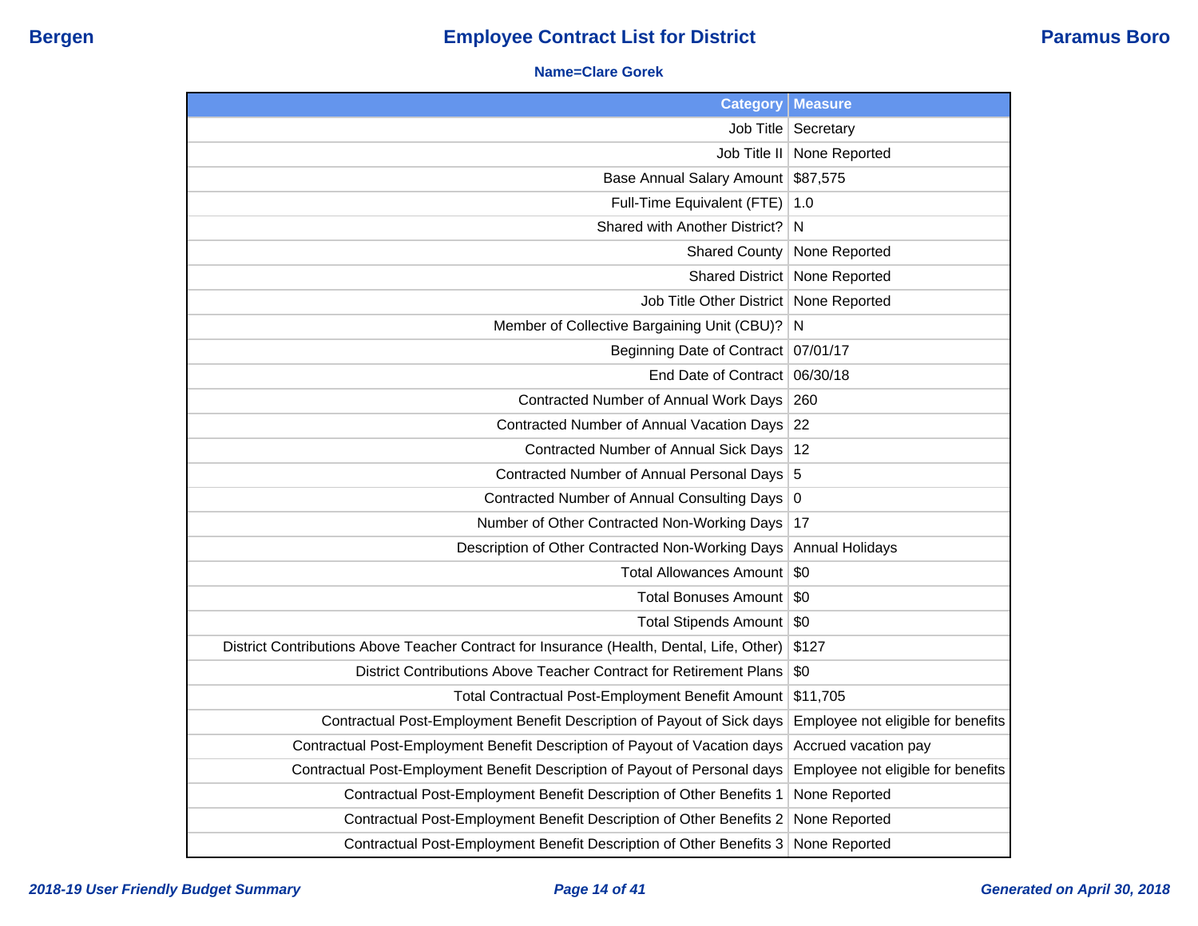# Employee Contract List for District

**Bergen** | **Paramus Boro**

**Name=Clare Gorek**

| Category | Measure |
|---|---|
| Job Title | Secretary |
| Job Title II | None Reported |
| Base Annual Salary Amount | $87,575 |
| Full-Time Equivalent (FTE) | 1.0 |
| Shared with Another District? | N |
| Shared County | None Reported |
| Shared District | None Reported |
| Job Title Other District | None Reported |
| Member of Collective Bargaining Unit (CBU)? | N |
| Beginning Date of Contract | 07/01/17 |
| End Date of Contract | 06/30/18 |
| Contracted Number of Annual Work Days | 260 |
| Contracted Number of Annual Vacation Days | 22 |
| Contracted Number of Annual Sick Days | 12 |
| Contracted Number of Annual Personal Days | 5 |
| Contracted Number of Annual Consulting Days | 0 |
| Number of Other Contracted Non-Working Days | 17 |
| Description of Other Contracted Non-Working Days | Annual Holidays |
| Total Allowances Amount | $0 |
| Total Bonuses Amount | $0 |
| Total Stipends Amount | $0 |
| District Contributions Above Teacher Contract for Insurance (Health, Dental, Life, Other) | $127 |
| District Contributions Above Teacher Contract for Retirement Plans | $0 |
| Total Contractual Post-Employment Benefit Amount | $11,705 |
| Contractual Post-Employment Benefit Description of Payout of Sick days | Employee not eligible for benefits |
| Contractual Post-Employment Benefit Description of Payout of Vacation days | Accrued vacation pay |
| Contractual Post-Employment Benefit Description of Payout of Personal days | Employee not eligible for benefits |
| Contractual Post-Employment Benefit Description of Other Benefits 1 | None Reported |
| Contractual Post-Employment Benefit Description of Other Benefits 2 | None Reported |
| Contractual Post-Employment Benefit Description of Other Benefits 3 | None Reported |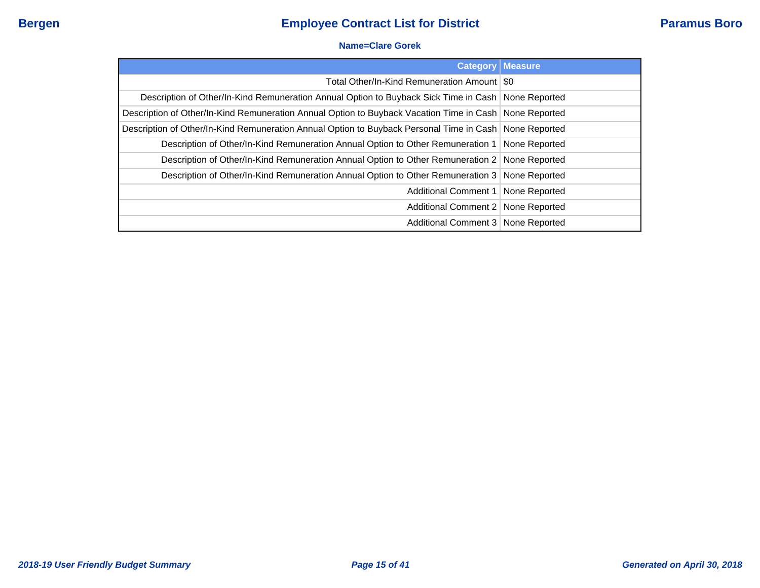**Name=Clare Gorek**

| Category | Measure |
|---|---|
| Total Other/In-Kind Remuneration Amount | $0 |
| Description of Other/In-Kind Remuneration Annual Option to Buyback Sick Time in Cash | None Reported |
| Description of Other/In-Kind Remuneration Annual Option to Buyback Vacation Time in Cash | None Reported |
| Description of Other/In-Kind Remuneration Annual Option to Buyback Personal Time in Cash | None Reported |
| Description of Other/In-Kind Remuneration Annual Option to Other Remuneration 1 | None Reported |
| Description of Other/In-Kind Remuneration Annual Option to Other Remuneration 2 | None Reported |
| Description of Other/In-Kind Remuneration Annual Option to Other Remuneration 3 | None Reported |
| Additional Comment 1 | None Reported |
| Additional Comment 2 | None Reported |
| Additional Comment 3 | None Reported |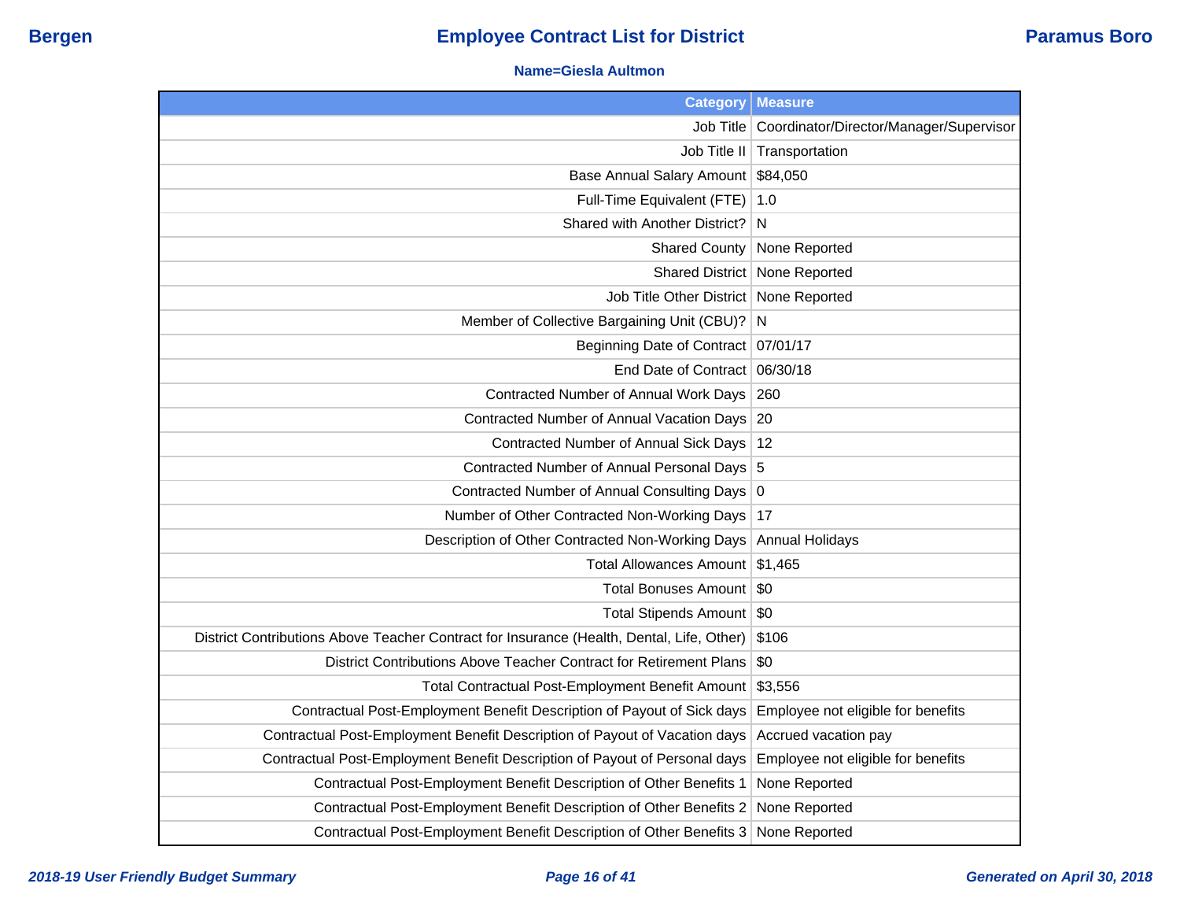**Name=Giesla Aultmon**

| Category | Measure |
|---:|---|
| Job Title | Coordinator/Director/Manager/Supervisor |
| Job Title II | Transportation |
| Base Annual Salary Amount | $84,050 |
| Full-Time Equivalent (FTE) | 1.0 |
| Shared with Another District? | N |
| Shared County | None Reported |
| Shared District | None Reported |
| Job Title Other District | None Reported |
| Member of Collective Bargaining Unit (CBU)? | N |
| Beginning Date of Contract | 07/01/17 |
| End Date of Contract | 06/30/18 |
| Contracted Number of Annual Work Days | 260 |
| Contracted Number of Annual Vacation Days | 20 |
| Contracted Number of Annual Sick Days | 12 |
| Contracted Number of Annual Personal Days | 5 |
| Contracted Number of Annual Consulting Days | 0 |
| Number of Other Contracted Non-Working Days | 17 |
| Description of Other Contracted Non-Working Days | Annual Holidays |
| Total Allowances Amount | $1,465 |
| Total Bonuses Amount | $0 |
| Total Stipends Amount | $0 |
| District Contributions Above Teacher Contract for Insurance (Health, Dental, Life, Other) | $106 |
| District Contributions Above Teacher Contract for Retirement Plans | $0 |
| Total Contractual Post-Employment Benefit Amount | $3,556 |
| Contractual Post-Employment Benefit Description of Payout of Sick days | Employee not eligible for benefits |
| Contractual Post-Employment Benefit Description of Payout of Vacation days | Accrued vacation pay |
| Contractual Post-Employment Benefit Description of Payout of Personal days | Employee not eligible for benefits |
| Contractual Post-Employment Benefit Description of Other Benefits 1 | None Reported |
| Contractual Post-Employment Benefit Description of Other Benefits 2 | None Reported |
| Contractual Post-Employment Benefit Description of Other Benefits 3 | None Reported |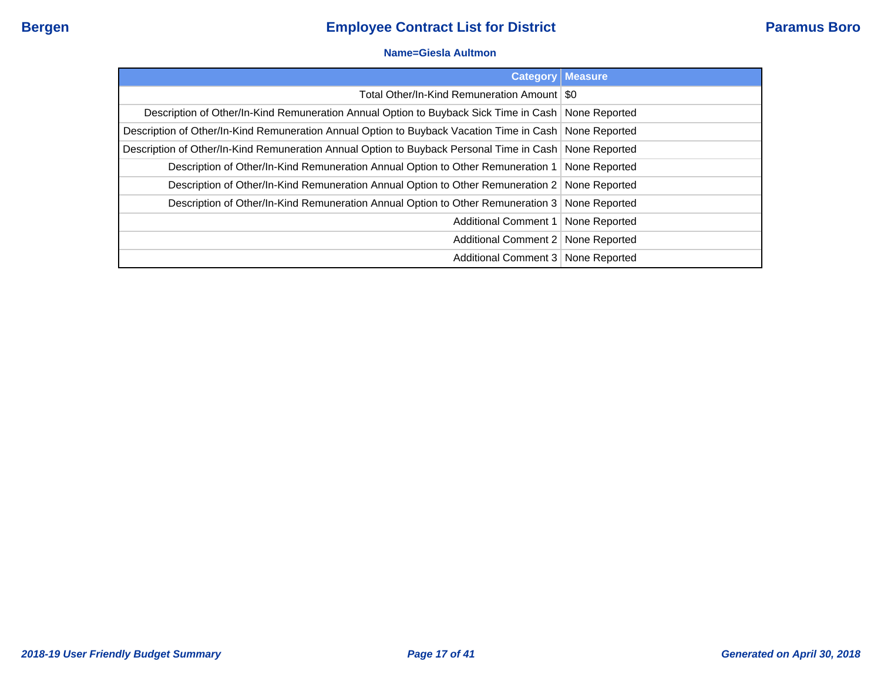**Name=Giesla Aultmon**

| Category | Measure |
|---|---|
| Total Other/In-Kind Remuneration Amount | $0 |
| Description of Other/In-Kind Remuneration Annual Option to Buyback Sick Time in Cash | None Reported |
| Description of Other/In-Kind Remuneration Annual Option to Buyback Vacation Time in Cash | None Reported |
| Description of Other/In-Kind Remuneration Annual Option to Buyback Personal Time in Cash | None Reported |
| Description of Other/In-Kind Remuneration Annual Option to Other Remuneration 1 | None Reported |
| Description of Other/In-Kind Remuneration Annual Option to Other Remuneration 2 | None Reported |
| Description of Other/In-Kind Remuneration Annual Option to Other Remuneration 3 | None Reported |
| Additional Comment 1 | None Reported |
| Additional Comment 2 | None Reported |
| Additional Comment 3 | None Reported |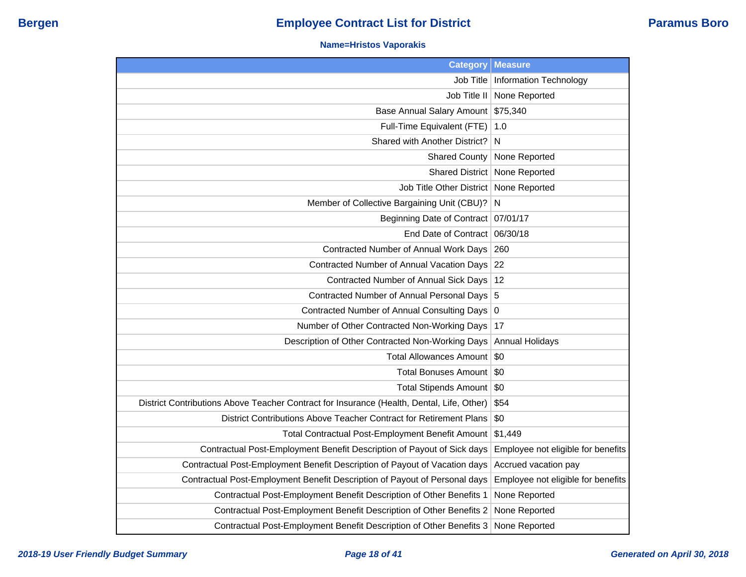# Employee Contract List for District

**Bergen** | **Paramus Boro**

**Name=Hristos Vaporakis**

| Category | Measure |
|---|---|
| Job Title | Information Technology |
| Job Title II | None Reported |
| Base Annual Salary Amount | $75,340 |
| Full-Time Equivalent (FTE) | 1.0 |
| Shared with Another District? | N |
| Shared County | None Reported |
| Shared District | None Reported |
| Job Title Other District | None Reported |
| Member of Collective Bargaining Unit (CBU)? | N |
| Beginning Date of Contract | 07/01/17 |
| End Date of Contract | 06/30/18 |
| Contracted Number of Annual Work Days | 260 |
| Contracted Number of Annual Vacation Days | 22 |
| Contracted Number of Annual Sick Days | 12 |
| Contracted Number of Annual Personal Days | 5 |
| Contracted Number of Annual Consulting Days | 0 |
| Number of Other Contracted Non-Working Days | 17 |
| Description of Other Contracted Non-Working Days | Annual Holidays |
| Total Allowances Amount | $0 |
| Total Bonuses Amount | $0 |
| Total Stipends Amount | $0 |
| District Contributions Above Teacher Contract for Insurance (Health, Dental, Life, Other) | $54 |
| District Contributions Above Teacher Contract for Retirement Plans | $0 |
| Total Contractual Post-Employment Benefit Amount | $1,449 |
| Contractual Post-Employment Benefit Description of Payout of Sick days | Employee not eligible for benefits |
| Contractual Post-Employment Benefit Description of Payout of Vacation days | Accrued vacation pay |
| Contractual Post-Employment Benefit Description of Payout of Personal days | Employee not eligible for benefits |
| Contractual Post-Employment Benefit Description of Other Benefits 1 | None Reported |
| Contractual Post-Employment Benefit Description of Other Benefits 2 | None Reported |
| Contractual Post-Employment Benefit Description of Other Benefits 3 | None Reported |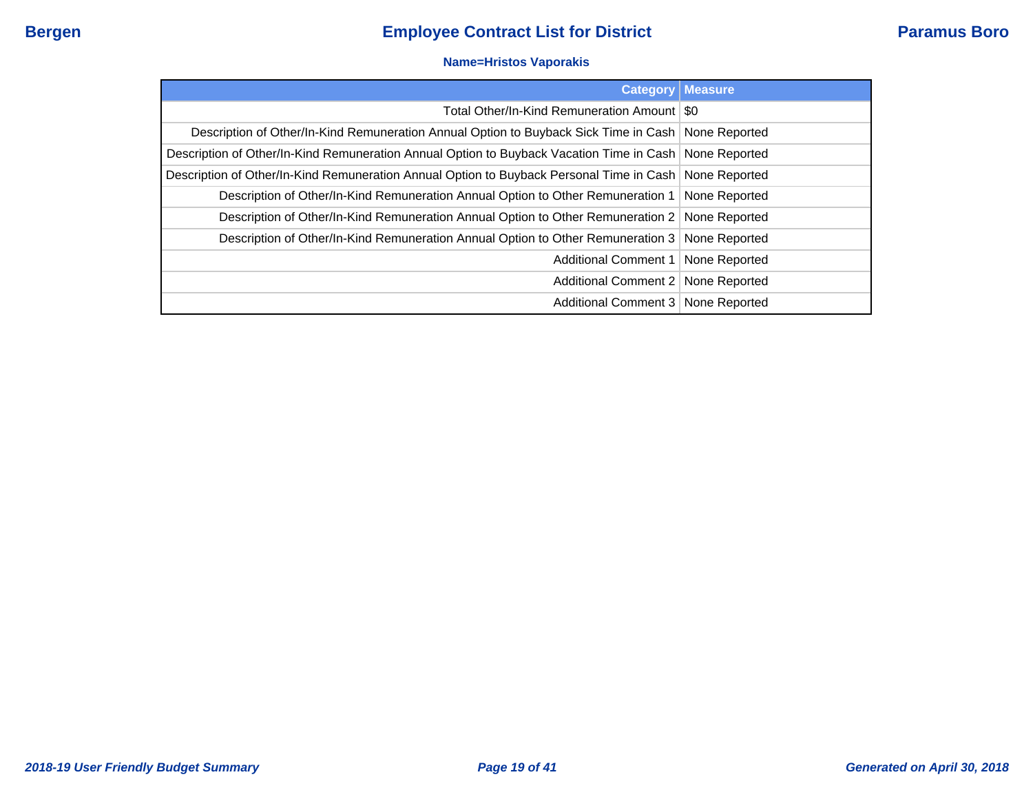**Name=Hristos Vaporakis**

| Category | Measure |
|---|---|
| Total Other/In-Kind Remuneration Amount | $0 |
| Description of Other/In-Kind Remuneration Annual Option to Buyback Sick Time in Cash | None Reported |
| Description of Other/In-Kind Remuneration Annual Option to Buyback Vacation Time in Cash | None Reported |
| Description of Other/In-Kind Remuneration Annual Option to Buyback Personal Time in Cash | None Reported |
| Description of Other/In-Kind Remuneration Annual Option to Other Remuneration 1 | None Reported |
| Description of Other/In-Kind Remuneration Annual Option to Other Remuneration 2 | None Reported |
| Description of Other/In-Kind Remuneration Annual Option to Other Remuneration 3 | None Reported |
| Additional Comment 1 | None Reported |
| Additional Comment 2 | None Reported |
| Additional Comment 3 | None Reported |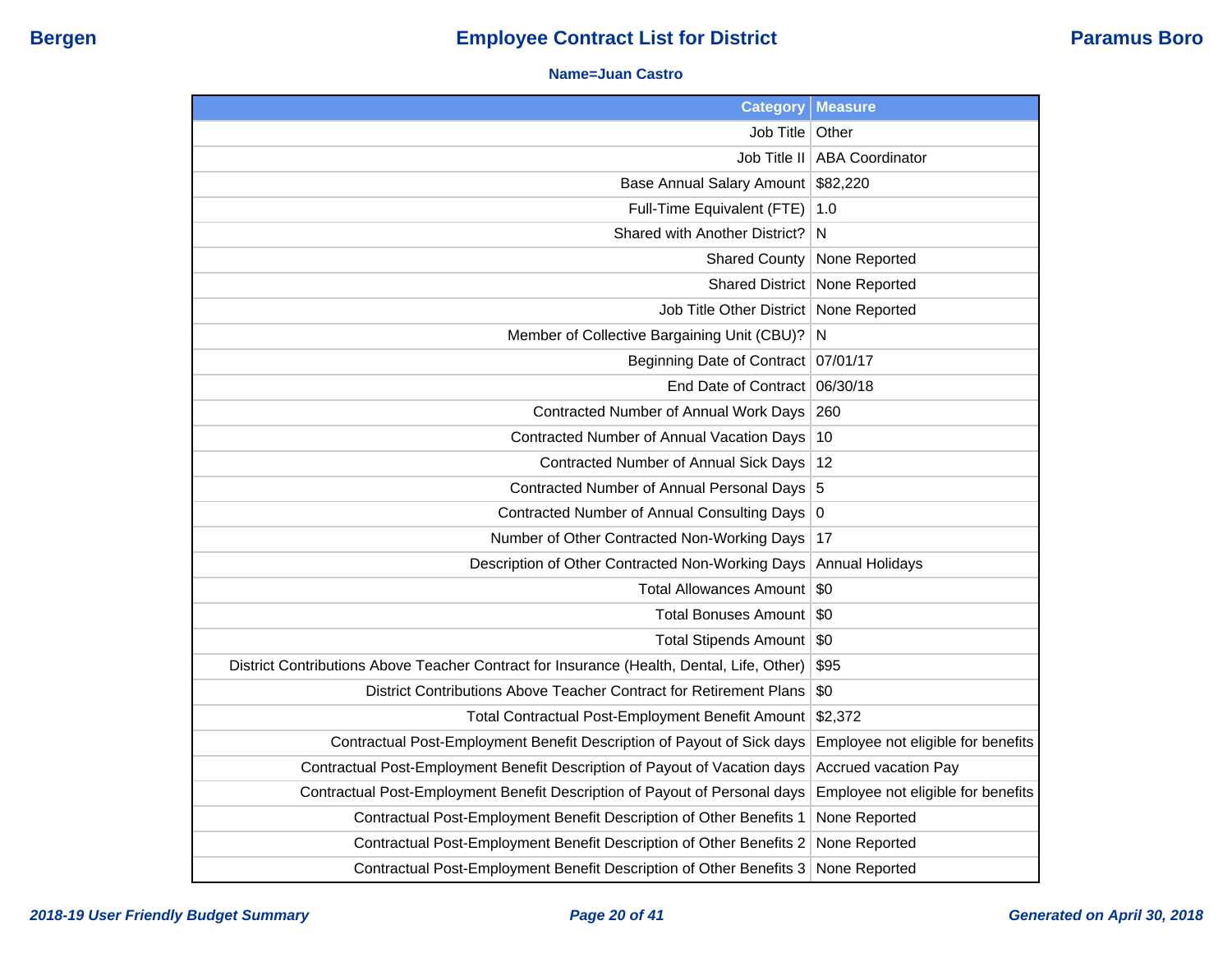**Bergen** | **Employee Contract List for District** | **Paramus Boro**

**Name=Juan Castro**

| Category | Measure |
|---|---|
| Job Title | Other |
| Job Title II | ABA Coordinator |
| Base Annual Salary Amount | $82,220 |
| Full-Time Equivalent (FTE) | 1.0 |
| Shared with Another District? | N |
| Shared County | None Reported |
| Shared District | None Reported |
| Job Title Other District | None Reported |
| Member of Collective Bargaining Unit (CBU)? | N |
| Beginning Date of Contract | 07/01/17 |
| End Date of Contract | 06/30/18 |
| Contracted Number of Annual Work Days | 260 |
| Contracted Number of Annual Vacation Days | 10 |
| Contracted Number of Annual Sick Days | 12 |
| Contracted Number of Annual Personal Days | 5 |
| Contracted Number of Annual Consulting Days | 0 |
| Number of Other Contracted Non-Working Days | 17 |
| Description of Other Contracted Non-Working Days | Annual Holidays |
| Total Allowances Amount | $0 |
| Total Bonuses Amount | $0 |
| Total Stipends Amount | $0 |
| District Contributions Above Teacher Contract for Insurance (Health, Dental, Life, Other) | $95 |
| District Contributions Above Teacher Contract for Retirement Plans | $0 |
| Total Contractual Post-Employment Benefit Amount | $2,372 |
| Contractual Post-Employment Benefit Description of Payout of Sick days | Employee not eligible for benefits |
| Contractual Post-Employment Benefit Description of Payout of Vacation days | Accrued vacation Pay |
| Contractual Post-Employment Benefit Description of Payout of Personal days | Employee not eligible for benefits |
| Contractual Post-Employment Benefit Description of Other Benefits 1 | None Reported |
| Contractual Post-Employment Benefit Description of Other Benefits 2 | None Reported |
| Contractual Post-Employment Benefit Description of Other Benefits 3 | None Reported |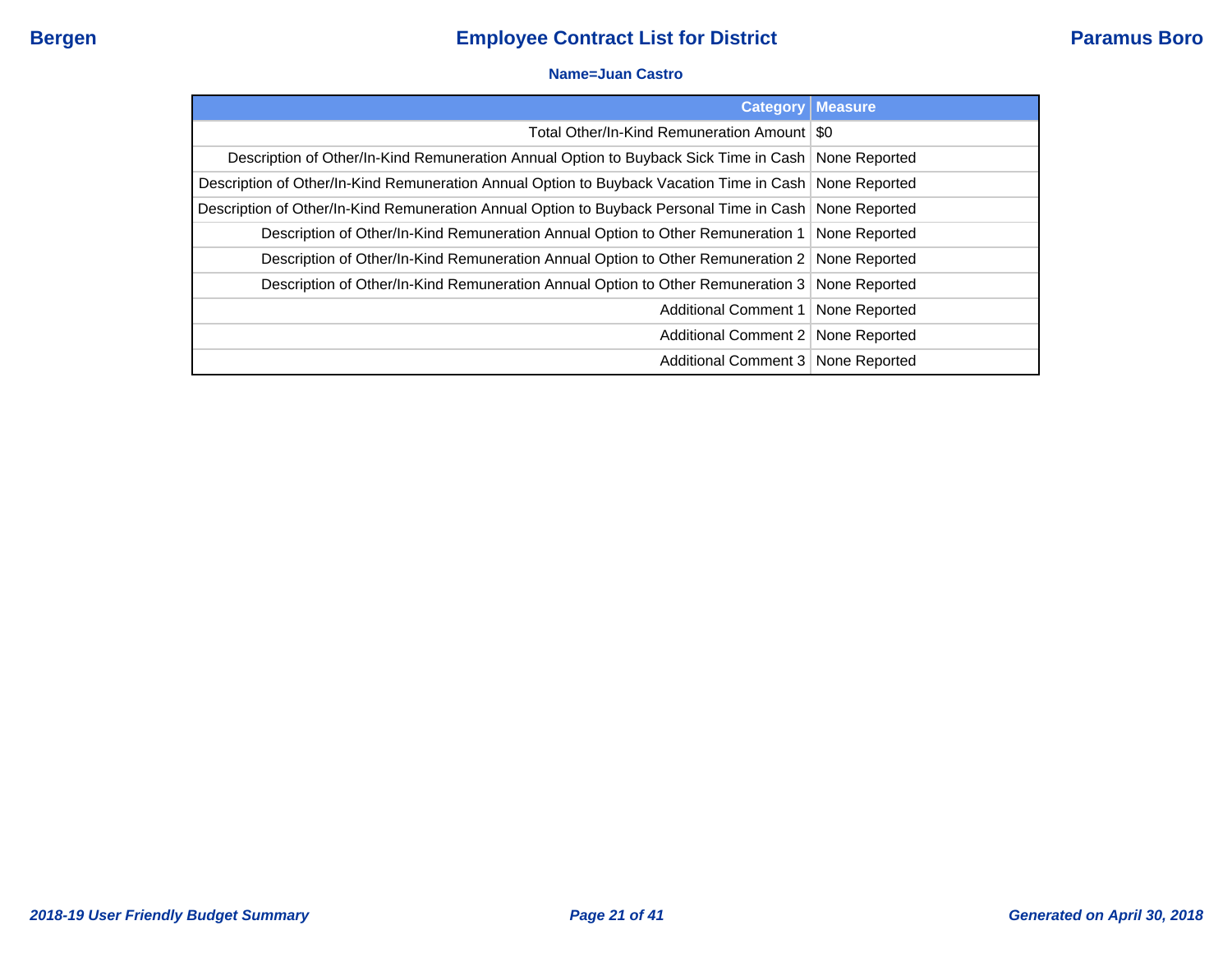**Name=Juan Castro**

| Category | Measure |
| --- | --- |
| Total Other/In-Kind Remuneration Amount | $0 |
| Description of Other/In-Kind Remuneration Annual Option to Buyback Sick Time in Cash | None Reported |
| Description of Other/In-Kind Remuneration Annual Option to Buyback Vacation Time in Cash | None Reported |
| Description of Other/In-Kind Remuneration Annual Option to Buyback Personal Time in Cash | None Reported |
| Description of Other/In-Kind Remuneration Annual Option to Other Remuneration 1 | None Reported |
| Description of Other/In-Kind Remuneration Annual Option to Other Remuneration 2 | None Reported |
| Description of Other/In-Kind Remuneration Annual Option to Other Remuneration 3 | None Reported |
| Additional Comment 1 | None Reported |
| Additional Comment 2 | None Reported |
| Additional Comment 3 | None Reported |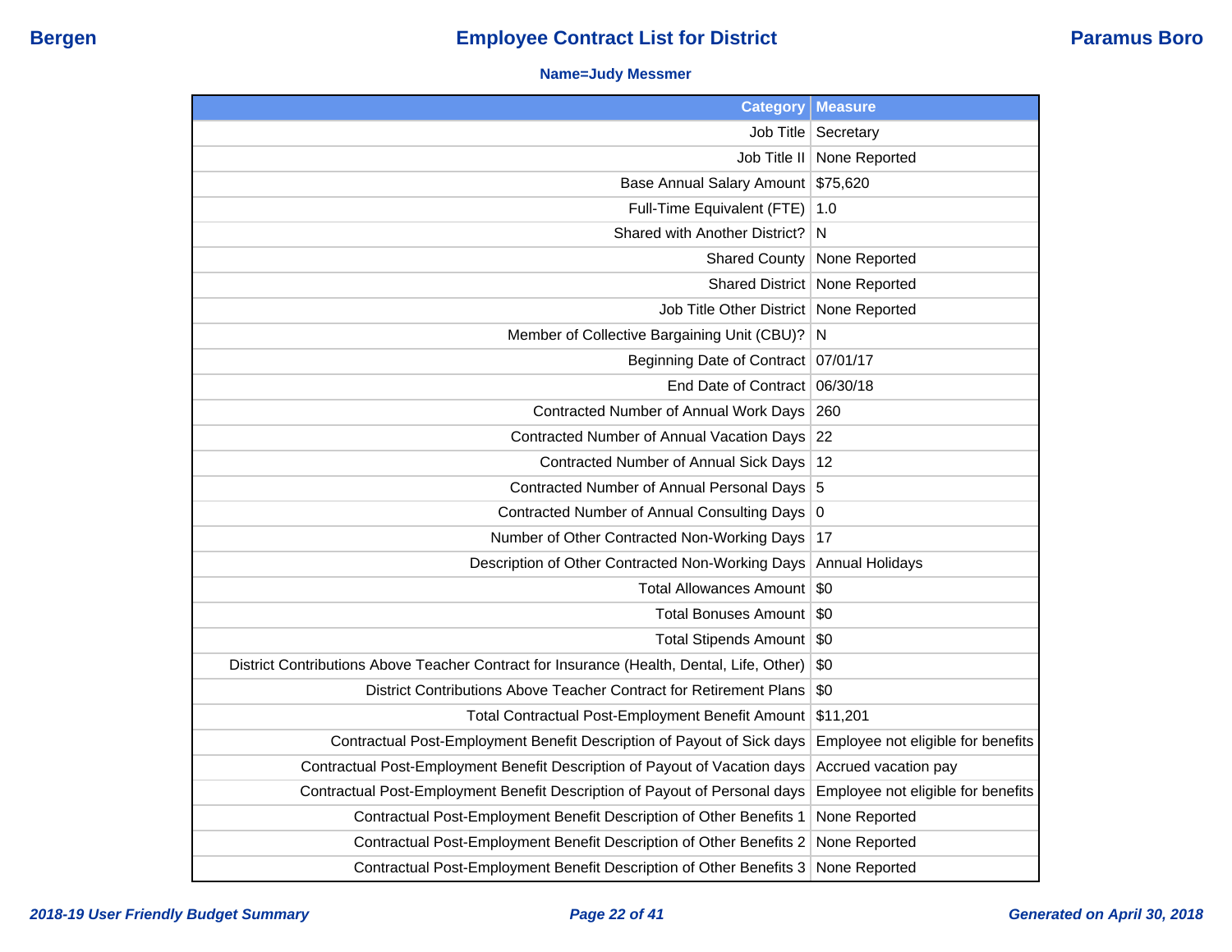**Bergen** | **Employee Contract List for District** | **Paramus Boro**

**Name=Judy Messmer**

| Category | Measure |
|---|---|
| Job Title | Secretary |
| Job Title II | None Reported |
| Base Annual Salary Amount | $75,620 |
| Full-Time Equivalent (FTE) | 1.0 |
| Shared with Another District? | N |
| Shared County | None Reported |
| Shared District | None Reported |
| Job Title Other District | None Reported |
| Member of Collective Bargaining Unit (CBU)? | N |
| Beginning Date of Contract | 07/01/17 |
| End Date of Contract | 06/30/18 |
| Contracted Number of Annual Work Days | 260 |
| Contracted Number of Annual Vacation Days | 22 |
| Contracted Number of Annual Sick Days | 12 |
| Contracted Number of Annual Personal Days | 5 |
| Contracted Number of Annual Consulting Days | 0 |
| Number of Other Contracted Non-Working Days | 17 |
| Description of Other Contracted Non-Working Days | Annual Holidays |
| Total Allowances Amount | $0 |
| Total Bonuses Amount | $0 |
| Total Stipends Amount | $0 |
| District Contributions Above Teacher Contract for Insurance (Health, Dental, Life, Other) | $0 |
| District Contributions Above Teacher Contract for Retirement Plans | $0 |
| Total Contractual Post-Employment Benefit Amount | $11,201 |
| Contractual Post-Employment Benefit Description of Payout of Sick days | Employee not eligible for benefits |
| Contractual Post-Employment Benefit Description of Payout of Vacation days | Accrued vacation pay |
| Contractual Post-Employment Benefit Description of Payout of Personal days | Employee not eligible for benefits |
| Contractual Post-Employment Benefit Description of Other Benefits 1 | None Reported |
| Contractual Post-Employment Benefit Description of Other Benefits 2 | None Reported |
| Contractual Post-Employment Benefit Description of Other Benefits 3 | None Reported |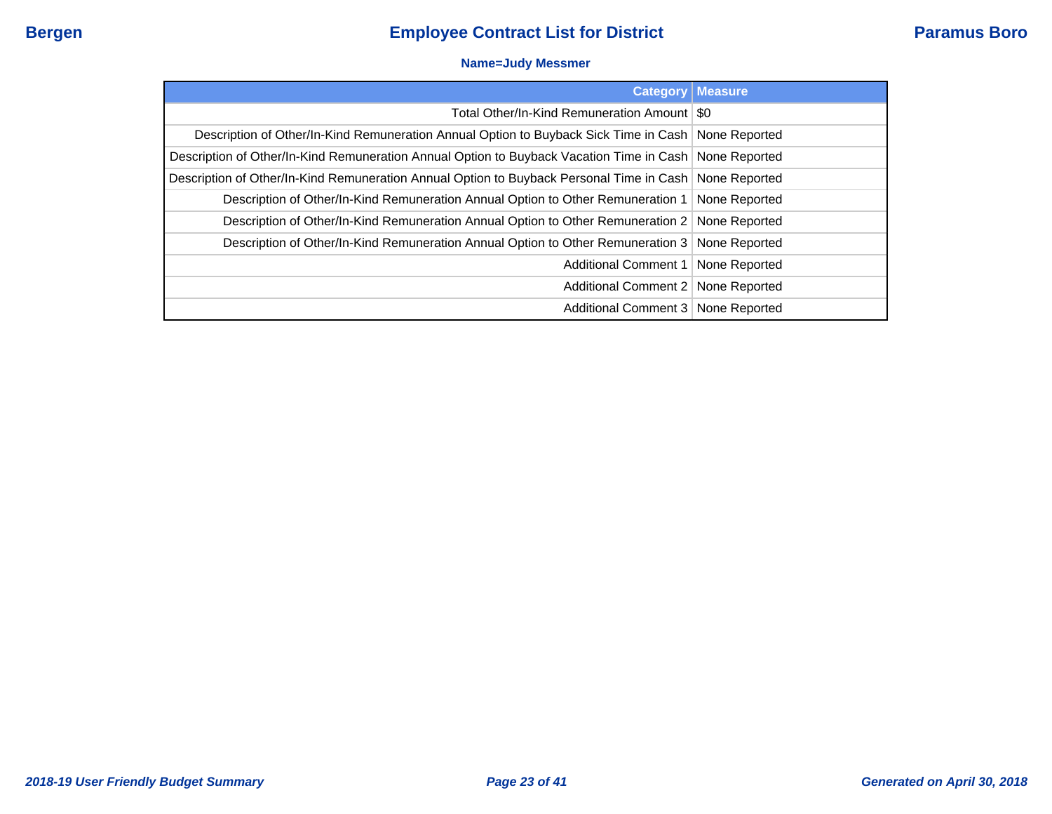**Name=Judy Messmer**

| Category | Measure |
|---|---|
| Total Other/In-Kind Remuneration Amount | $0 |
| Description of Other/In-Kind Remuneration Annual Option to Buyback Sick Time in Cash | None Reported |
| Description of Other/In-Kind Remuneration Annual Option to Buyback Vacation Time in Cash | None Reported |
| Description of Other/In-Kind Remuneration Annual Option to Buyback Personal Time in Cash | None Reported |
| Description of Other/In-Kind Remuneration Annual Option to Other Remuneration 1 | None Reported |
| Description of Other/In-Kind Remuneration Annual Option to Other Remuneration 2 | None Reported |
| Description of Other/In-Kind Remuneration Annual Option to Other Remuneration 3 | None Reported |
| Additional Comment 1 | None Reported |
| Additional Comment 2 | None Reported |
| Additional Comment 3 | None Reported |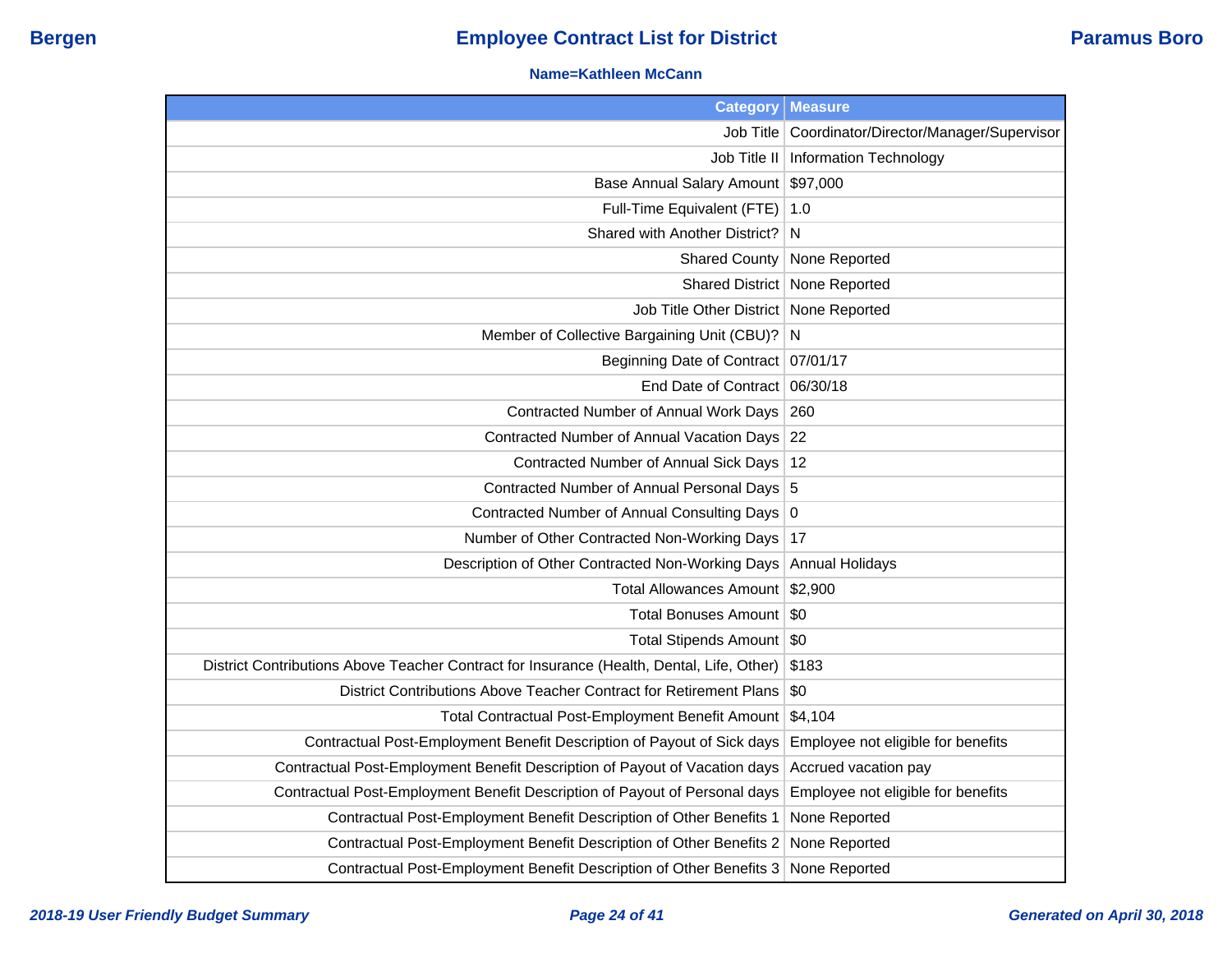# Employee Contract List for District

**Bergen** — **Paramus Boro**

**Name=Kathleen McCann**

| Category | Measure |
|---|---|
| Job Title | Coordinator/Director/Manager/Supervisor |
| Job Title II | Information Technology |
| Base Annual Salary Amount | $97,000 |
| Full-Time Equivalent (FTE) | 1.0 |
| Shared with Another District? | N |
| Shared County | None Reported |
| Shared District | None Reported |
| Job Title Other District | None Reported |
| Member of Collective Bargaining Unit (CBU)? | N |
| Beginning Date of Contract | 07/01/17 |
| End Date of Contract | 06/30/18 |
| Contracted Number of Annual Work Days | 260 |
| Contracted Number of Annual Vacation Days | 22 |
| Contracted Number of Annual Sick Days | 12 |
| Contracted Number of Annual Personal Days | 5 |
| Contracted Number of Annual Consulting Days | 0 |
| Number of Other Contracted Non-Working Days | 17 |
| Description of Other Contracted Non-Working Days | Annual Holidays |
| Total Allowances Amount | $2,900 |
| Total Bonuses Amount | $0 |
| Total Stipends Amount | $0 |
| District Contributions Above Teacher Contract for Insurance (Health, Dental, Life, Other) | $183 |
| District Contributions Above Teacher Contract for Retirement Plans | $0 |
| Total Contractual Post-Employment Benefit Amount | $4,104 |
| Contractual Post-Employment Benefit Description of Payout of Sick days | Employee not eligible for benefits |
| Contractual Post-Employment Benefit Description of Payout of Vacation days | Accrued vacation pay |
| Contractual Post-Employment Benefit Description of Payout of Personal days | Employee not eligible for benefits |
| Contractual Post-Employment Benefit Description of Other Benefits 1 | None Reported |
| Contractual Post-Employment Benefit Description of Other Benefits 2 | None Reported |
| Contractual Post-Employment Benefit Description of Other Benefits 3 | None Reported |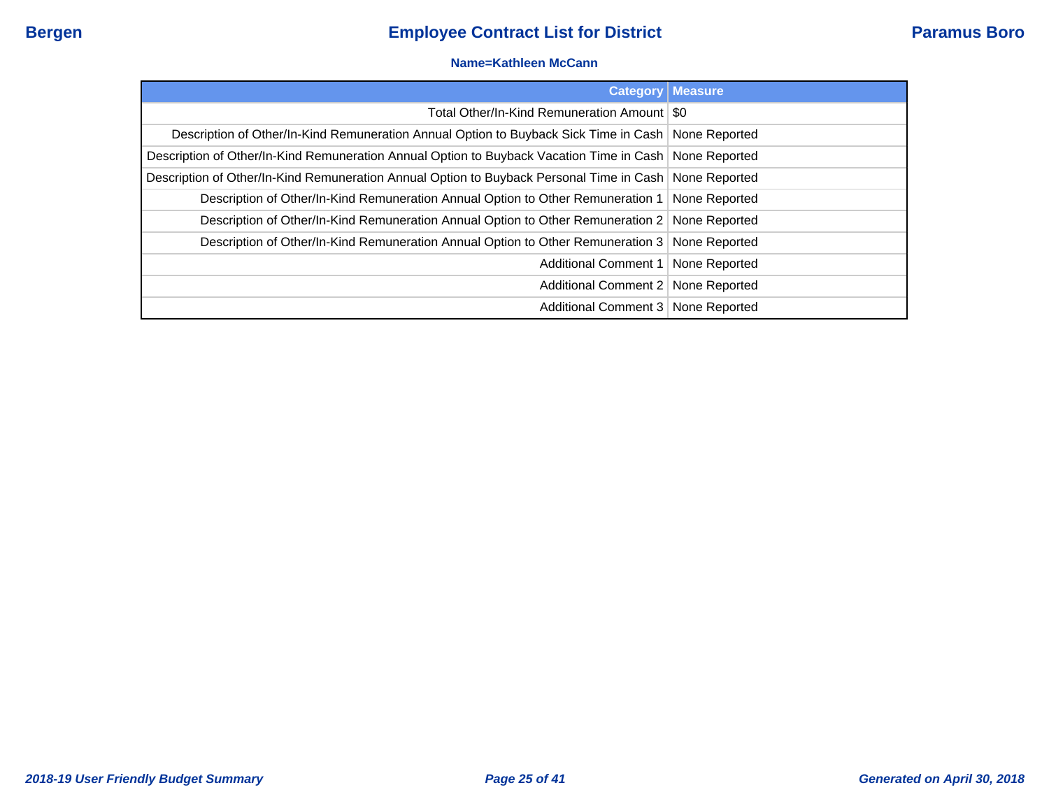**Name=Kathleen McCann**

| Category | Measure |
|---|---|
| Total Other/In-Kind Remuneration Amount | $0 |
| Description of Other/In-Kind Remuneration Annual Option to Buyback Sick Time in Cash | None Reported |
| Description of Other/In-Kind Remuneration Annual Option to Buyback Vacation Time in Cash | None Reported |
| Description of Other/In-Kind Remuneration Annual Option to Buyback Personal Time in Cash | None Reported |
| Description of Other/In-Kind Remuneration Annual Option to Other Remuneration 1 | None Reported |
| Description of Other/In-Kind Remuneration Annual Option to Other Remuneration 2 | None Reported |
| Description of Other/In-Kind Remuneration Annual Option to Other Remuneration 3 | None Reported |
| Additional Comment 1 | None Reported |
| Additional Comment 2 | None Reported |
| Additional Comment 3 | None Reported |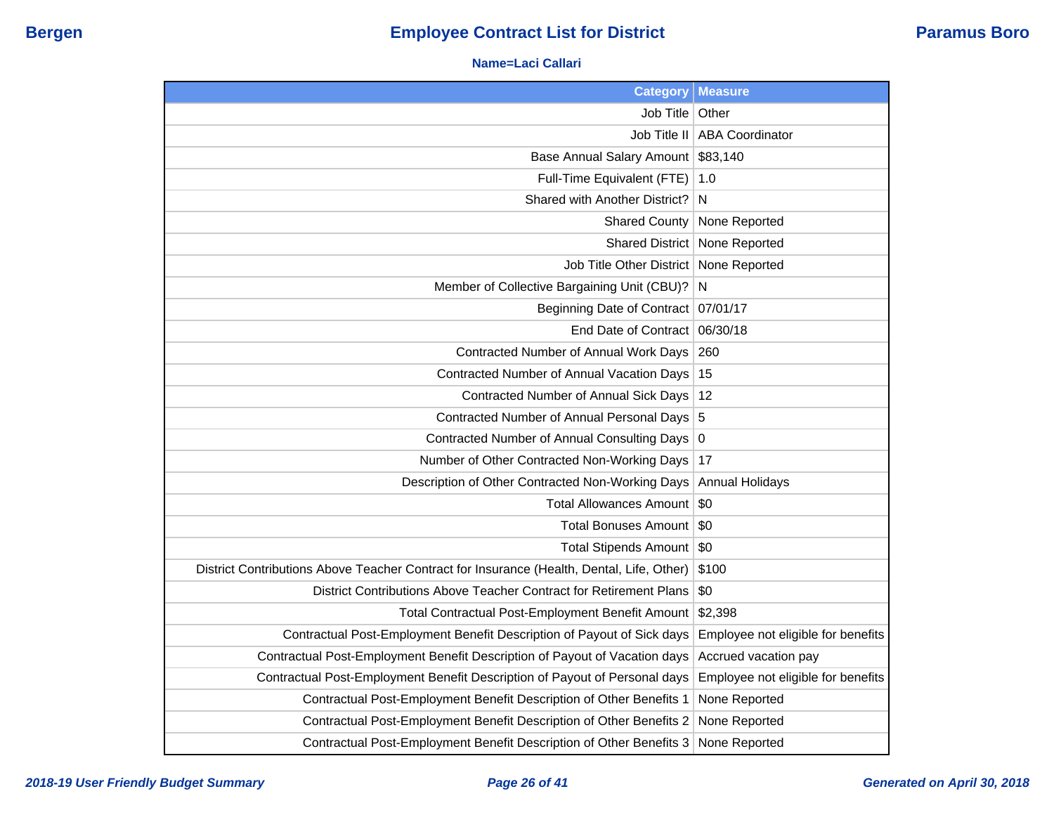**Bergen** | **Employee Contract List for District** | **Paramus Boro**

**Name=Laci Callari**

| Category | Measure |
|---|---|
| Job Title | Other |
| Job Title II | ABA Coordinator |
| Base Annual Salary Amount | $83,140 |
| Full-Time Equivalent (FTE) | 1.0 |
| Shared with Another District? | N |
| Shared County | None Reported |
| Shared District | None Reported |
| Job Title Other District | None Reported |
| Member of Collective Bargaining Unit (CBU)? | N |
| Beginning Date of Contract | 07/01/17 |
| End Date of Contract | 06/30/18 |
| Contracted Number of Annual Work Days | 260 |
| Contracted Number of Annual Vacation Days | 15 |
| Contracted Number of Annual Sick Days | 12 |
| Contracted Number of Annual Personal Days | 5 |
| Contracted Number of Annual Consulting Days | 0 |
| Number of Other Contracted Non-Working Days | 17 |
| Description of Other Contracted Non-Working Days | Annual Holidays |
| Total Allowances Amount | $0 |
| Total Bonuses Amount | $0 |
| Total Stipends Amount | $0 |
| District Contributions Above Teacher Contract for Insurance (Health, Dental, Life, Other) | $100 |
| District Contributions Above Teacher Contract for Retirement Plans | $0 |
| Total Contractual Post-Employment Benefit Amount | $2,398 |
| Contractual Post-Employment Benefit Description of Payout of Sick days | Employee not eligible for benefits |
| Contractual Post-Employment Benefit Description of Payout of Vacation days | Accrued vacation pay |
| Contractual Post-Employment Benefit Description of Payout of Personal days | Employee not eligible for benefits |
| Contractual Post-Employment Benefit Description of Other Benefits 1 | None Reported |
| Contractual Post-Employment Benefit Description of Other Benefits 2 | None Reported |
| Contractual Post-Employment Benefit Description of Other Benefits 3 | None Reported |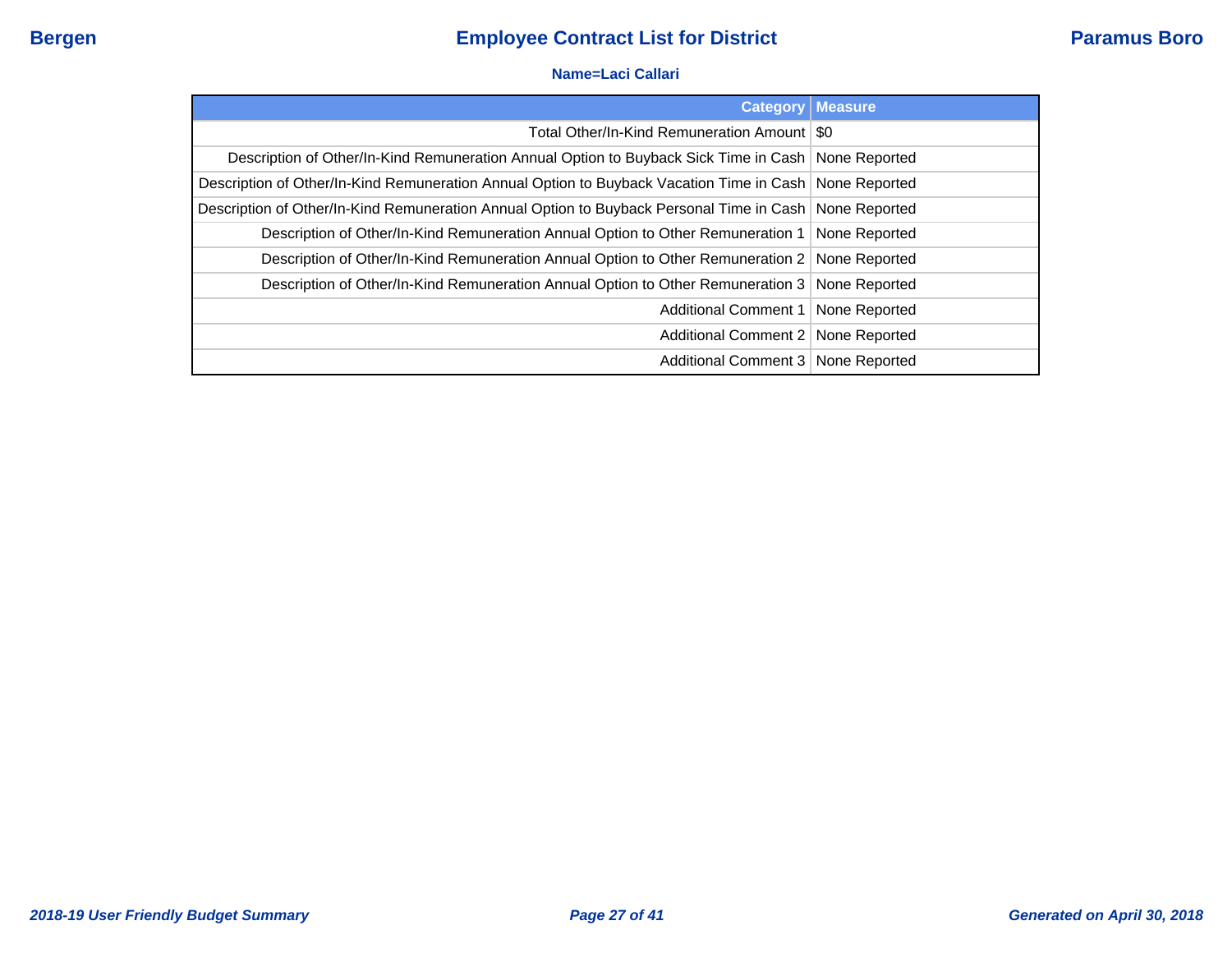**Name=Laci Callari**

| Category | Measure |
|---|---|
| Total Other/In-Kind Remuneration Amount | $0 |
| Description of Other/In-Kind Remuneration Annual Option to Buyback Sick Time in Cash | None Reported |
| Description of Other/In-Kind Remuneration Annual Option to Buyback Vacation Time in Cash | None Reported |
| Description of Other/In-Kind Remuneration Annual Option to Buyback Personal Time in Cash | None Reported |
| Description of Other/In-Kind Remuneration Annual Option to Other Remuneration 1 | None Reported |
| Description of Other/In-Kind Remuneration Annual Option to Other Remuneration 2 | None Reported |
| Description of Other/In-Kind Remuneration Annual Option to Other Remuneration 3 | None Reported |
| Additional Comment 1 | None Reported |
| Additional Comment 2 | None Reported |
| Additional Comment 3 | None Reported |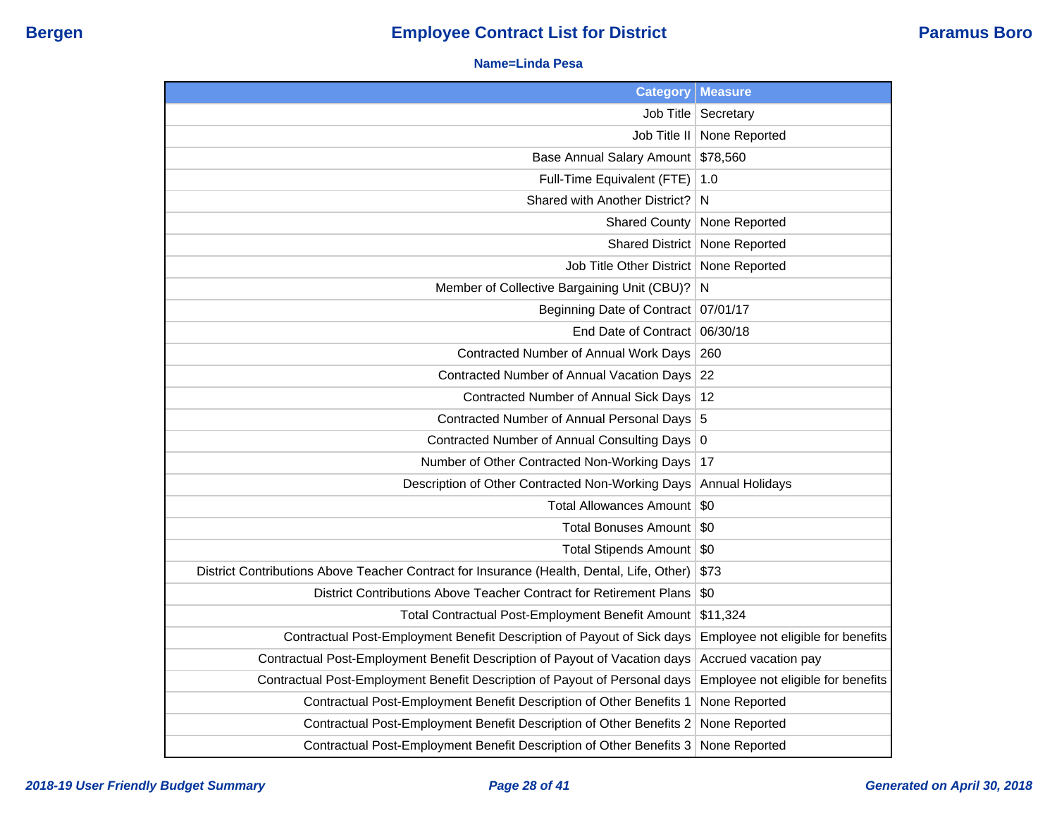# Employee Contract List for District

**Bergen** | **Paramus Boro**

**Name=Linda Pesa**

| Category | Measure |
|---|---|
| Job Title | Secretary |
| Job Title II | None Reported |
| Base Annual Salary Amount | $78,560 |
| Full-Time Equivalent (FTE) | 1.0 |
| Shared with Another District? | N |
| Shared County | None Reported |
| Shared District | None Reported |
| Job Title Other District | None Reported |
| Member of Collective Bargaining Unit (CBU)? | N |
| Beginning Date of Contract | 07/01/17 |
| End Date of Contract | 06/30/18 |
| Contracted Number of Annual Work Days | 260 |
| Contracted Number of Annual Vacation Days | 22 |
| Contracted Number of Annual Sick Days | 12 |
| Contracted Number of Annual Personal Days | 5 |
| Contracted Number of Annual Consulting Days | 0 |
| Number of Other Contracted Non-Working Days | 17 |
| Description of Other Contracted Non-Working Days | Annual Holidays |
| Total Allowances Amount | $0 |
| Total Bonuses Amount | $0 |
| Total Stipends Amount | $0 |
| District Contributions Above Teacher Contract for Insurance (Health, Dental, Life, Other) | $73 |
| District Contributions Above Teacher Contract for Retirement Plans | $0 |
| Total Contractual Post-Employment Benefit Amount | $11,324 |
| Contractual Post-Employment Benefit Description of Payout of Sick days | Employee not eligible for benefits |
| Contractual Post-Employment Benefit Description of Payout of Vacation days | Accrued vacation pay |
| Contractual Post-Employment Benefit Description of Payout of Personal days | Employee not eligible for benefits |
| Contractual Post-Employment Benefit Description of Other Benefits 1 | None Reported |
| Contractual Post-Employment Benefit Description of Other Benefits 2 | None Reported |
| Contractual Post-Employment Benefit Description of Other Benefits 3 | None Reported |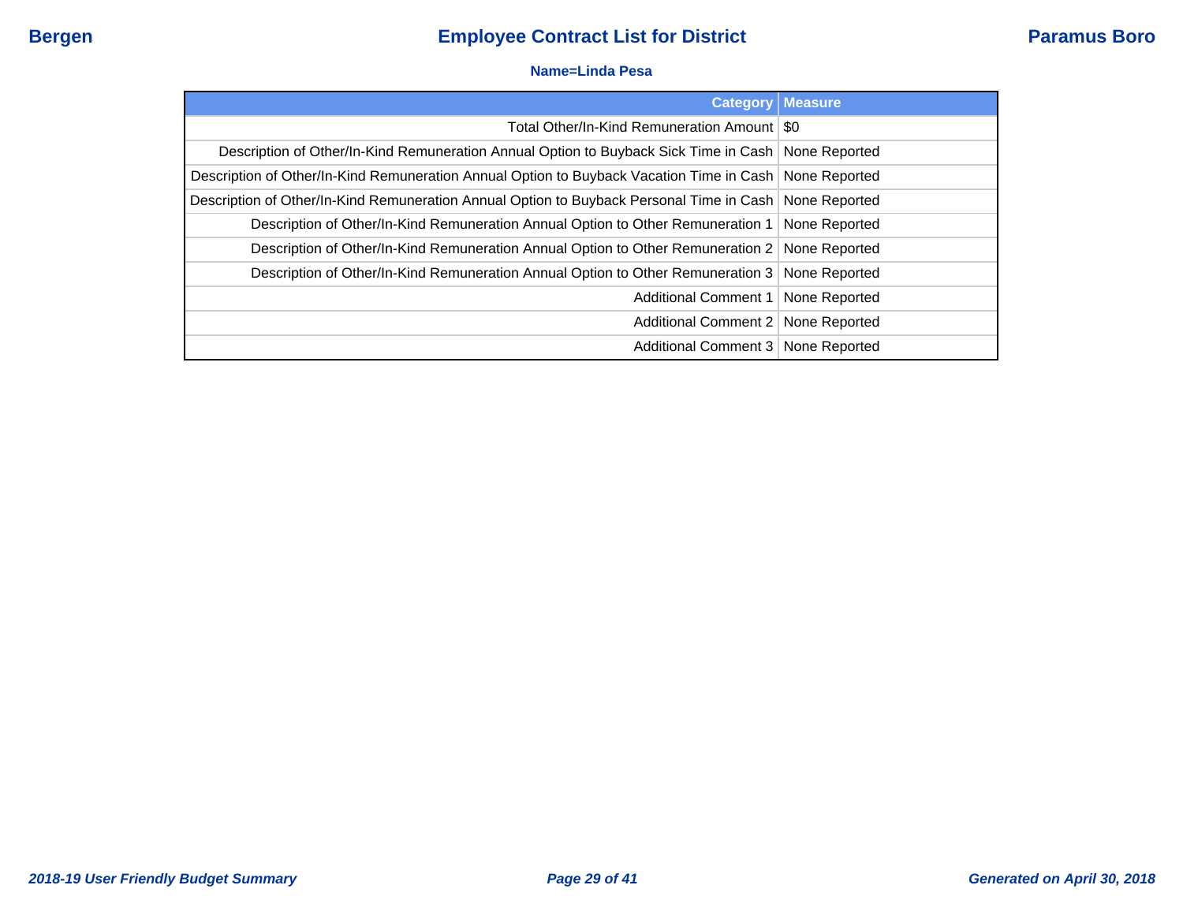# Employee Contract List for District

**Name=Linda Pesa**

| Category | Measure |
|---|---|
| Total Other/In-Kind Remuneration Amount | $0 |
| Description of Other/In-Kind Remuneration Annual Option to Buyback Sick Time in Cash | None Reported |
| Description of Other/In-Kind Remuneration Annual Option to Buyback Vacation Time in Cash | None Reported |
| Description of Other/In-Kind Remuneration Annual Option to Buyback Personal Time in Cash | None Reported |
| Description of Other/In-Kind Remuneration Annual Option to Other Remuneration 1 | None Reported |
| Description of Other/In-Kind Remuneration Annual Option to Other Remuneration 2 | None Reported |
| Description of Other/In-Kind Remuneration Annual Option to Other Remuneration 3 | None Reported |
| Additional Comment 1 | None Reported |
| Additional Comment 2 | None Reported |
| Additional Comment 3 | None Reported |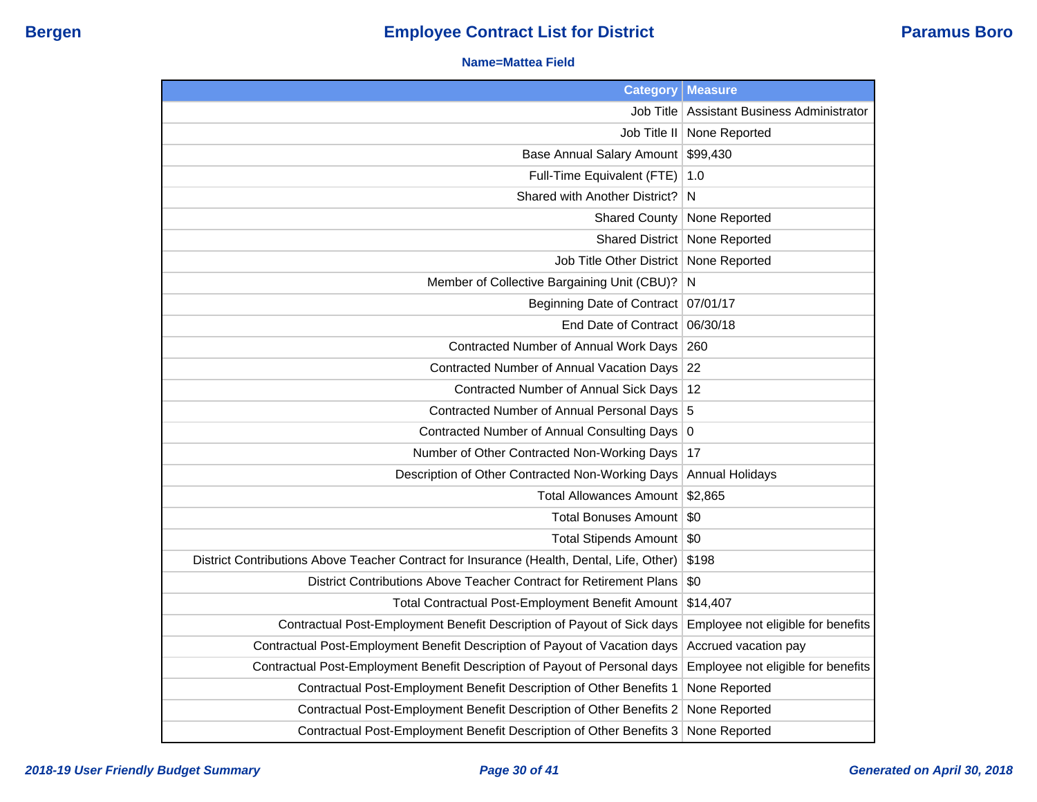**Bergen** | **Employee Contract List for District** | **Paramus Boro**

**Name=Mattea Field**

| Category | Measure |
|---|---|
| Job Title | Assistant Business Administrator |
| Job Title II | None Reported |
| Base Annual Salary Amount | $99,430 |
| Full-Time Equivalent (FTE) | 1.0 |
| Shared with Another District? | N |
| Shared County | None Reported |
| Shared District | None Reported |
| Job Title Other District | None Reported |
| Member of Collective Bargaining Unit (CBU)? | N |
| Beginning Date of Contract | 07/01/17 |
| End Date of Contract | 06/30/18 |
| Contracted Number of Annual Work Days | 260 |
| Contracted Number of Annual Vacation Days | 22 |
| Contracted Number of Annual Sick Days | 12 |
| Contracted Number of Annual Personal Days | 5 |
| Contracted Number of Annual Consulting Days | 0 |
| Number of Other Contracted Non-Working Days | 17 |
| Description of Other Contracted Non-Working Days | Annual Holidays |
| Total Allowances Amount | $2,865 |
| Total Bonuses Amount | $0 |
| Total Stipends Amount | $0 |
| District Contributions Above Teacher Contract for Insurance (Health, Dental, Life, Other) | $198 |
| District Contributions Above Teacher Contract for Retirement Plans | $0 |
| Total Contractual Post-Employment Benefit Amount | $14,407 |
| Contractual Post-Employment Benefit Description of Payout of Sick days | Employee not eligible for benefits |
| Contractual Post-Employment Benefit Description of Payout of Vacation days | Accrued vacation pay |
| Contractual Post-Employment Benefit Description of Payout of Personal days | Employee not eligible for benefits |
| Contractual Post-Employment Benefit Description of Other Benefits 1 | None Reported |
| Contractual Post-Employment Benefit Description of Other Benefits 2 | None Reported |
| Contractual Post-Employment Benefit Description of Other Benefits 3 | None Reported |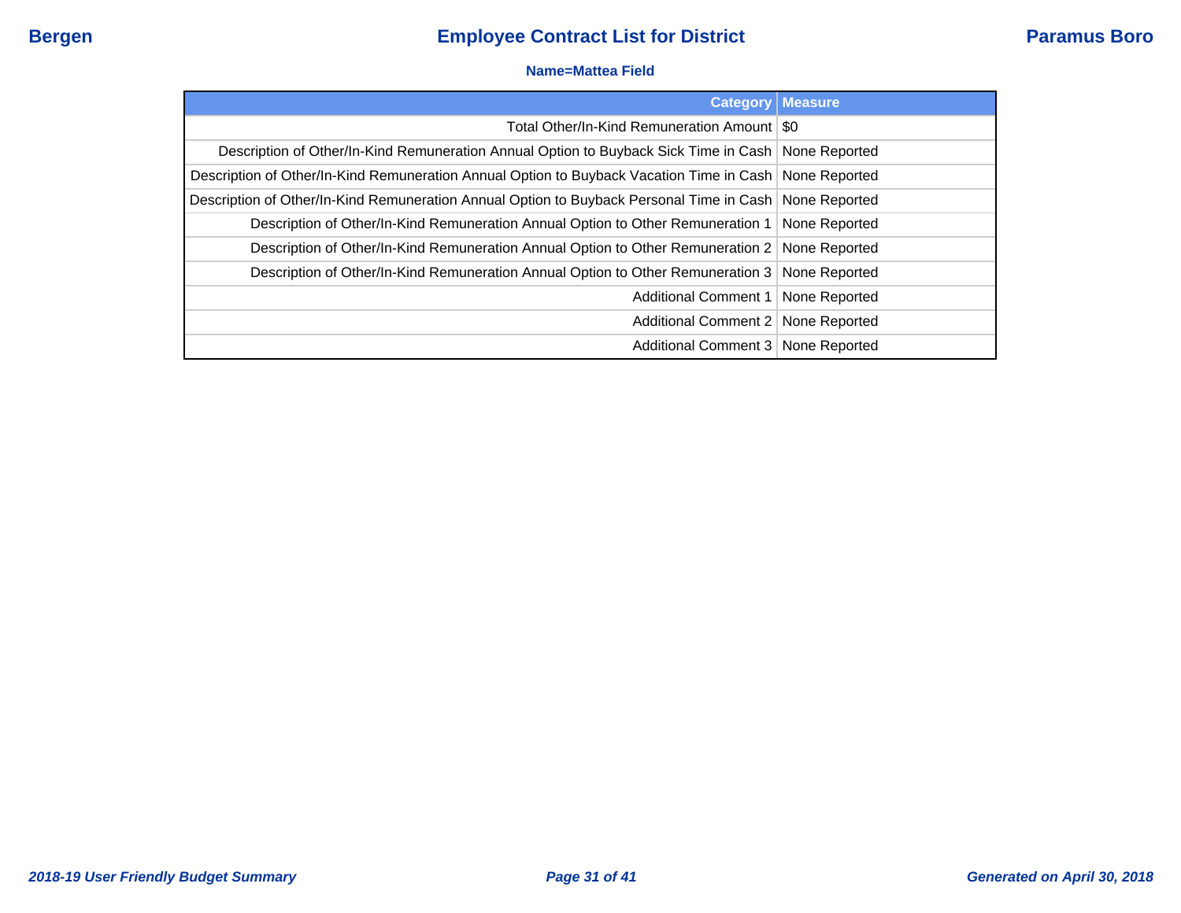**Name=Mattea Field**

| Category | Measure |
|---:|---|
| Total Other/In-Kind Remuneration Amount | $0 |
| Description of Other/In-Kind Remuneration Annual Option to Buyback Sick Time in Cash | None Reported |
| Description of Other/In-Kind Remuneration Annual Option to Buyback Vacation Time in Cash | None Reported |
| Description of Other/In-Kind Remuneration Annual Option to Buyback Personal Time in Cash | None Reported |
| Description of Other/In-Kind Remuneration Annual Option to Other Remuneration 1 | None Reported |
| Description of Other/In-Kind Remuneration Annual Option to Other Remuneration 2 | None Reported |
| Description of Other/In-Kind Remuneration Annual Option to Other Remuneration 3 | None Reported |
| Additional Comment 1 | None Reported |
| Additional Comment 2 | None Reported |
| Additional Comment 3 | None Reported |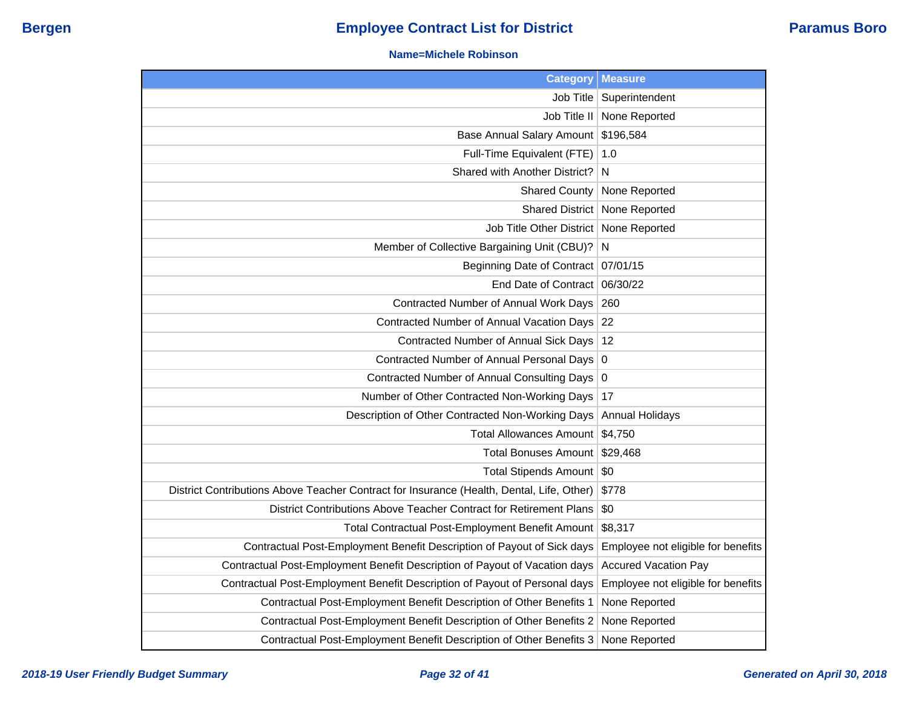# Bergen — Employee Contract List for District — Paramus Boro

**Name=Michele Robinson**

| Category | Measure |
|---|---|
| Job Title | Superintendent |
| Job Title II | None Reported |
| Base Annual Salary Amount | $196,584 |
| Full-Time Equivalent (FTE) | 1.0 |
| Shared with Another District? | N |
| Shared County | None Reported |
| Shared District | None Reported |
| Job Title Other District | None Reported |
| Member of Collective Bargaining Unit (CBU)? | N |
| Beginning Date of Contract | 07/01/15 |
| End Date of Contract | 06/30/22 |
| Contracted Number of Annual Work Days | 260 |
| Contracted Number of Annual Vacation Days | 22 |
| Contracted Number of Annual Sick Days | 12 |
| Contracted Number of Annual Personal Days | 0 |
| Contracted Number of Annual Consulting Days | 0 |
| Number of Other Contracted Non-Working Days | 17 |
| Description of Other Contracted Non-Working Days | Annual Holidays |
| Total Allowances Amount | $4,750 |
| Total Bonuses Amount | $29,468 |
| Total Stipends Amount | $0 |
| District Contributions Above Teacher Contract for Insurance (Health, Dental, Life, Other) | $778 |
| District Contributions Above Teacher Contract for Retirement Plans | $0 |
| Total Contractual Post-Employment Benefit Amount | $8,317 |
| Contractual Post-Employment Benefit Description of Payout of Sick days | Employee not eligible for benefits |
| Contractual Post-Employment Benefit Description of Payout of Vacation days | Accured Vacation Pay |
| Contractual Post-Employment Benefit Description of Payout of Personal days | Employee not eligible for benefits |
| Contractual Post-Employment Benefit Description of Other Benefits 1 | None Reported |
| Contractual Post-Employment Benefit Description of Other Benefits 2 | None Reported |
| Contractual Post-Employment Benefit Description of Other Benefits 3 | None Reported |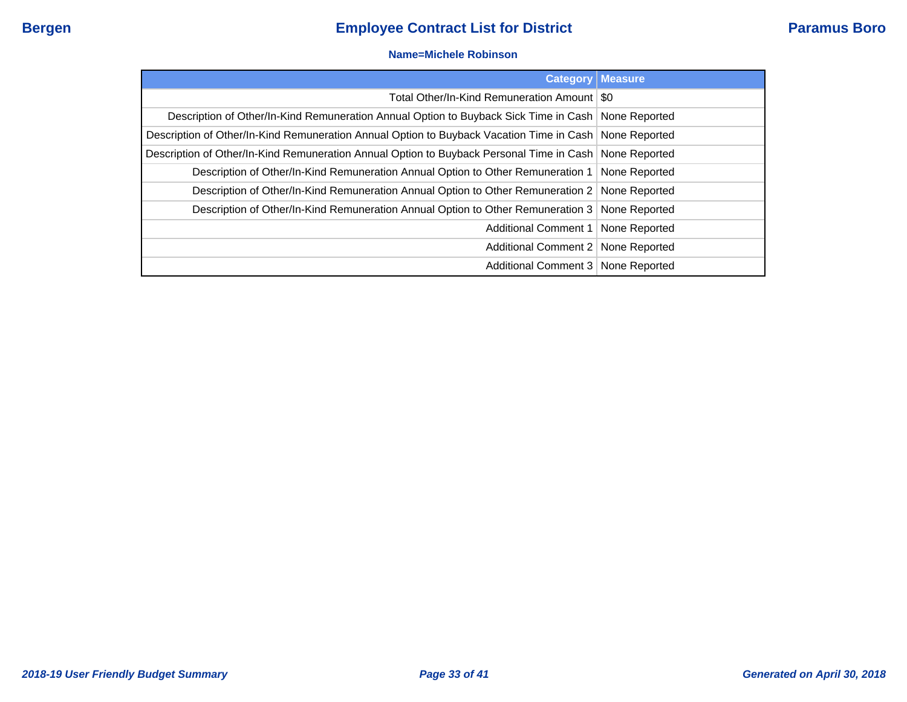**Name=Michele Robinson**

| Category | Measure |
|---|---|
| Total Other/In-Kind Remuneration Amount | $0 |
| Description of Other/In-Kind Remuneration Annual Option to Buyback Sick Time in Cash | None Reported |
| Description of Other/In-Kind Remuneration Annual Option to Buyback Vacation Time in Cash | None Reported |
| Description of Other/In-Kind Remuneration Annual Option to Buyback Personal Time in Cash | None Reported |
| Description of Other/In-Kind Remuneration Annual Option to Other Remuneration 1 | None Reported |
| Description of Other/In-Kind Remuneration Annual Option to Other Remuneration 2 | None Reported |
| Description of Other/In-Kind Remuneration Annual Option to Other Remuneration 3 | None Reported |
| Additional Comment 1 | None Reported |
| Additional Comment 2 | None Reported |
| Additional Comment 3 | None Reported |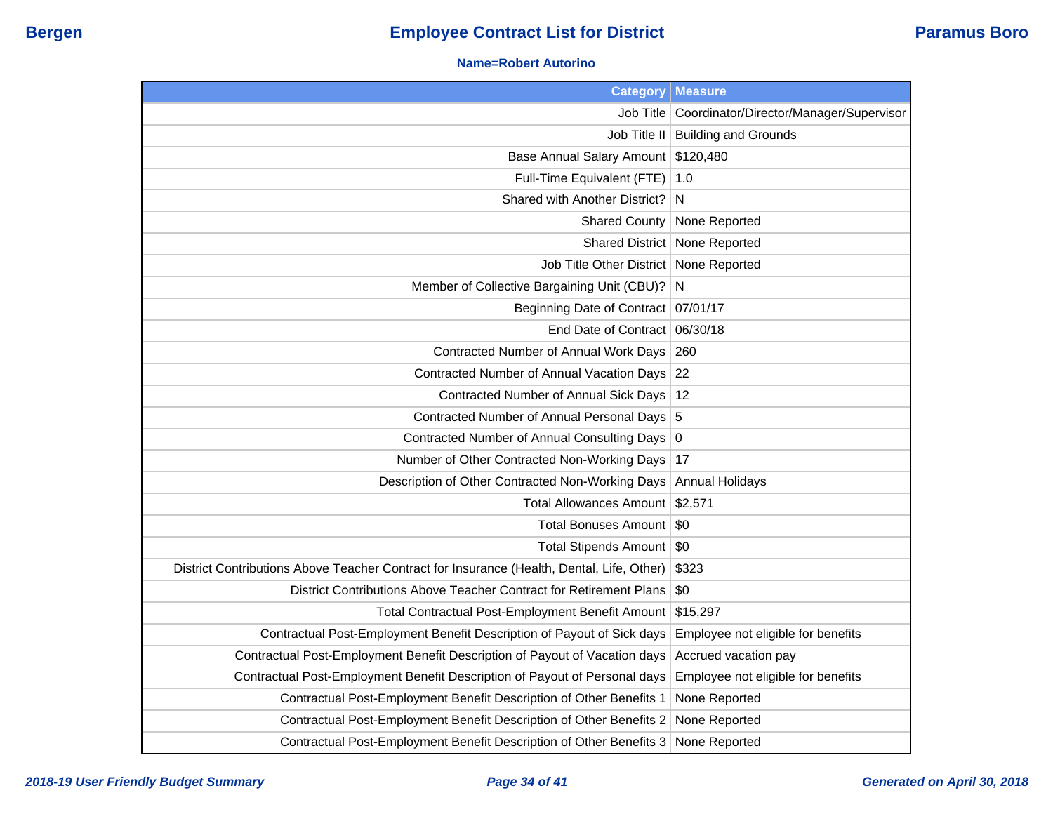**Name=Robert Autorino**

| Category | Measure |
|---|---|
| Job Title | Coordinator/Director/Manager/Supervisor |
| Job Title II | Building and Grounds |
| Base Annual Salary Amount | $120,480 |
| Full-Time Equivalent (FTE) | 1.0 |
| Shared with Another District? | N |
| Shared County | None Reported |
| Shared District | None Reported |
| Job Title Other District | None Reported |
| Member of Collective Bargaining Unit (CBU)? | N |
| Beginning Date of Contract | 07/01/17 |
| End Date of Contract | 06/30/18 |
| Contracted Number of Annual Work Days | 260 |
| Contracted Number of Annual Vacation Days | 22 |
| Contracted Number of Annual Sick Days | 12 |
| Contracted Number of Annual Personal Days | 5 |
| Contracted Number of Annual Consulting Days | 0 |
| Number of Other Contracted Non-Working Days | 17 |
| Description of Other Contracted Non-Working Days | Annual Holidays |
| Total Allowances Amount | $2,571 |
| Total Bonuses Amount | $0 |
| Total Stipends Amount | $0 |
| District Contributions Above Teacher Contract for Insurance (Health, Dental, Life, Other) | $323 |
| District Contributions Above Teacher Contract for Retirement Plans | $0 |
| Total Contractual Post-Employment Benefit Amount | $15,297 |
| Contractual Post-Employment Benefit Description of Payout of Sick days | Employee not eligible for benefits |
| Contractual Post-Employment Benefit Description of Payout of Vacation days | Accrued vacation pay |
| Contractual Post-Employment Benefit Description of Payout of Personal days | Employee not eligible for benefits |
| Contractual Post-Employment Benefit Description of Other Benefits 1 | None Reported |
| Contractual Post-Employment Benefit Description of Other Benefits 2 | None Reported |
| Contractual Post-Employment Benefit Description of Other Benefits 3 | None Reported |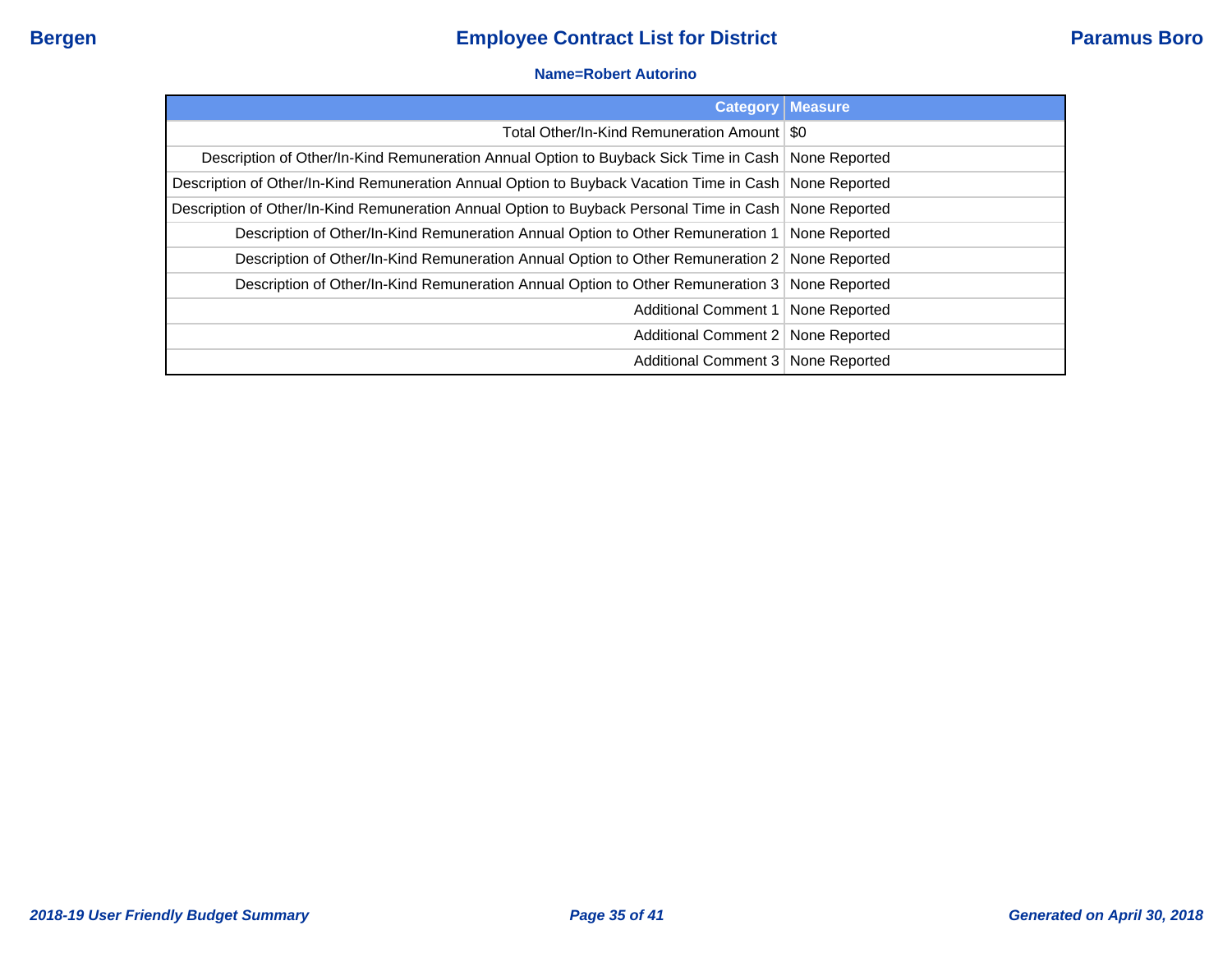**Name=Robert Autorino**

| Category | Measure |
|---:|---|
| Total Other/In-Kind Remuneration Amount | $0 |
| Description of Other/In-Kind Remuneration Annual Option to Buyback Sick Time in Cash | None Reported |
| Description of Other/In-Kind Remuneration Annual Option to Buyback Vacation Time in Cash | None Reported |
| Description of Other/In-Kind Remuneration Annual Option to Buyback Personal Time in Cash | None Reported |
| Description of Other/In-Kind Remuneration Annual Option to Other Remuneration 1 | None Reported |
| Description of Other/In-Kind Remuneration Annual Option to Other Remuneration 2 | None Reported |
| Description of Other/In-Kind Remuneration Annual Option to Other Remuneration 3 | None Reported |
| Additional Comment 1 | None Reported |
| Additional Comment 2 | None Reported |
| Additional Comment 3 | None Reported |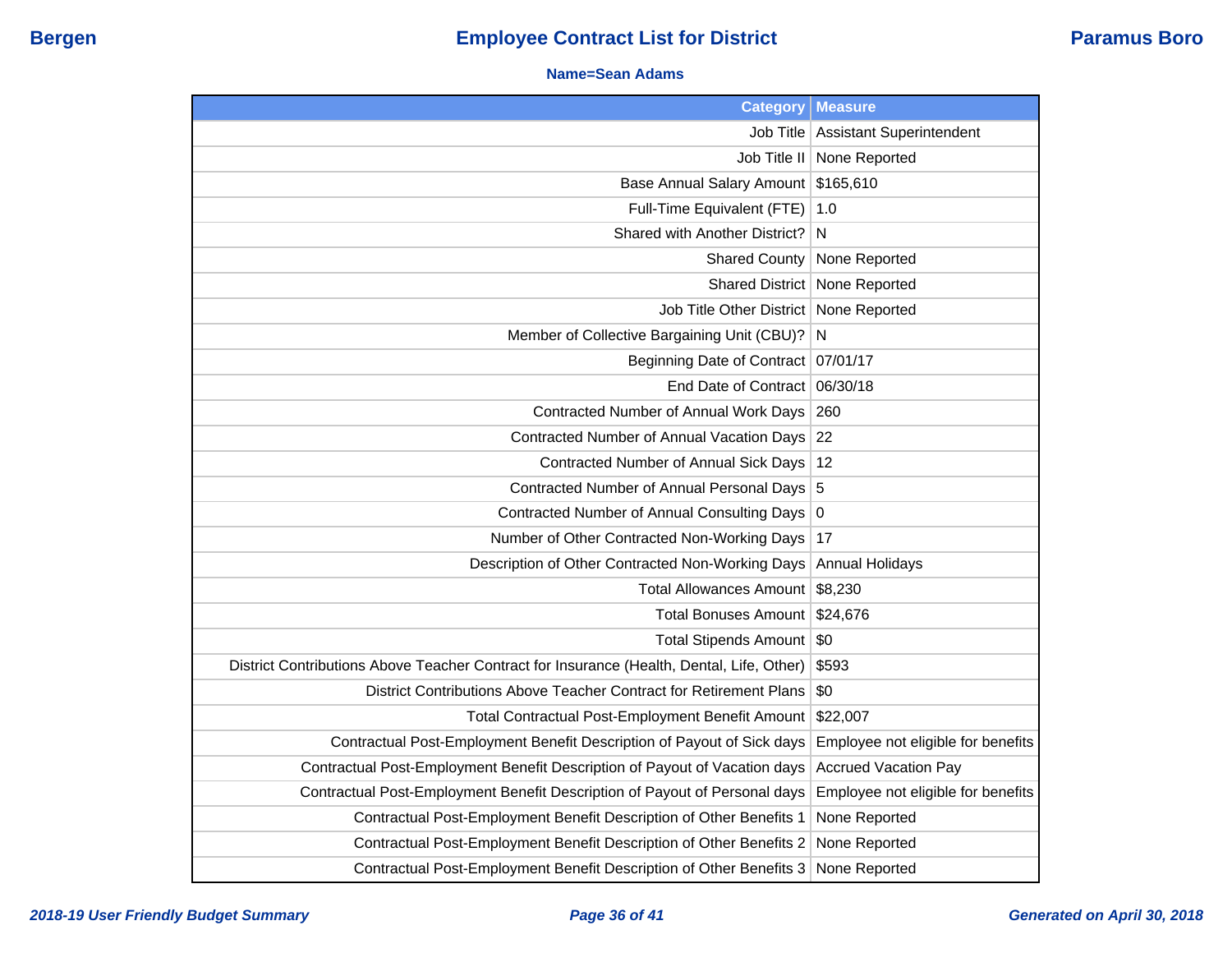Bergen | Employee Contract List for District | Paramus Boro

**Name=Sean Adams**

| Category | Measure |
|---|---|
| Job Title | Assistant Superintendent |
| Job Title II | None Reported |
| Base Annual Salary Amount | $165,610 |
| Full-Time Equivalent (FTE) | 1.0 |
| Shared with Another District? | N |
| Shared County | None Reported |
| Shared District | None Reported |
| Job Title Other District | None Reported |
| Member of Collective Bargaining Unit (CBU)? | N |
| Beginning Date of Contract | 07/01/17 |
| End Date of Contract | 06/30/18 |
| Contracted Number of Annual Work Days | 260 |
| Contracted Number of Annual Vacation Days | 22 |
| Contracted Number of Annual Sick Days | 12 |
| Contracted Number of Annual Personal Days | 5 |
| Contracted Number of Annual Consulting Days | 0 |
| Number of Other Contracted Non-Working Days | 17 |
| Description of Other Contracted Non-Working Days | Annual Holidays |
| Total Allowances Amount | $8,230 |
| Total Bonuses Amount | $24,676 |
| Total Stipends Amount | $0 |
| District Contributions Above Teacher Contract for Insurance (Health, Dental, Life, Other) | $593 |
| District Contributions Above Teacher Contract for Retirement Plans | $0 |
| Total Contractual Post-Employment Benefit Amount | $22,007 |
| Contractual Post-Employment Benefit Description of Payout of Sick days | Employee not eligible for benefits |
| Contractual Post-Employment Benefit Description of Payout of Vacation days | Accrued Vacation Pay |
| Contractual Post-Employment Benefit Description of Payout of Personal days | Employee not eligible for benefits |
| Contractual Post-Employment Benefit Description of Other Benefits 1 | None Reported |
| Contractual Post-Employment Benefit Description of Other Benefits 2 | None Reported |
| Contractual Post-Employment Benefit Description of Other Benefits 3 | None Reported |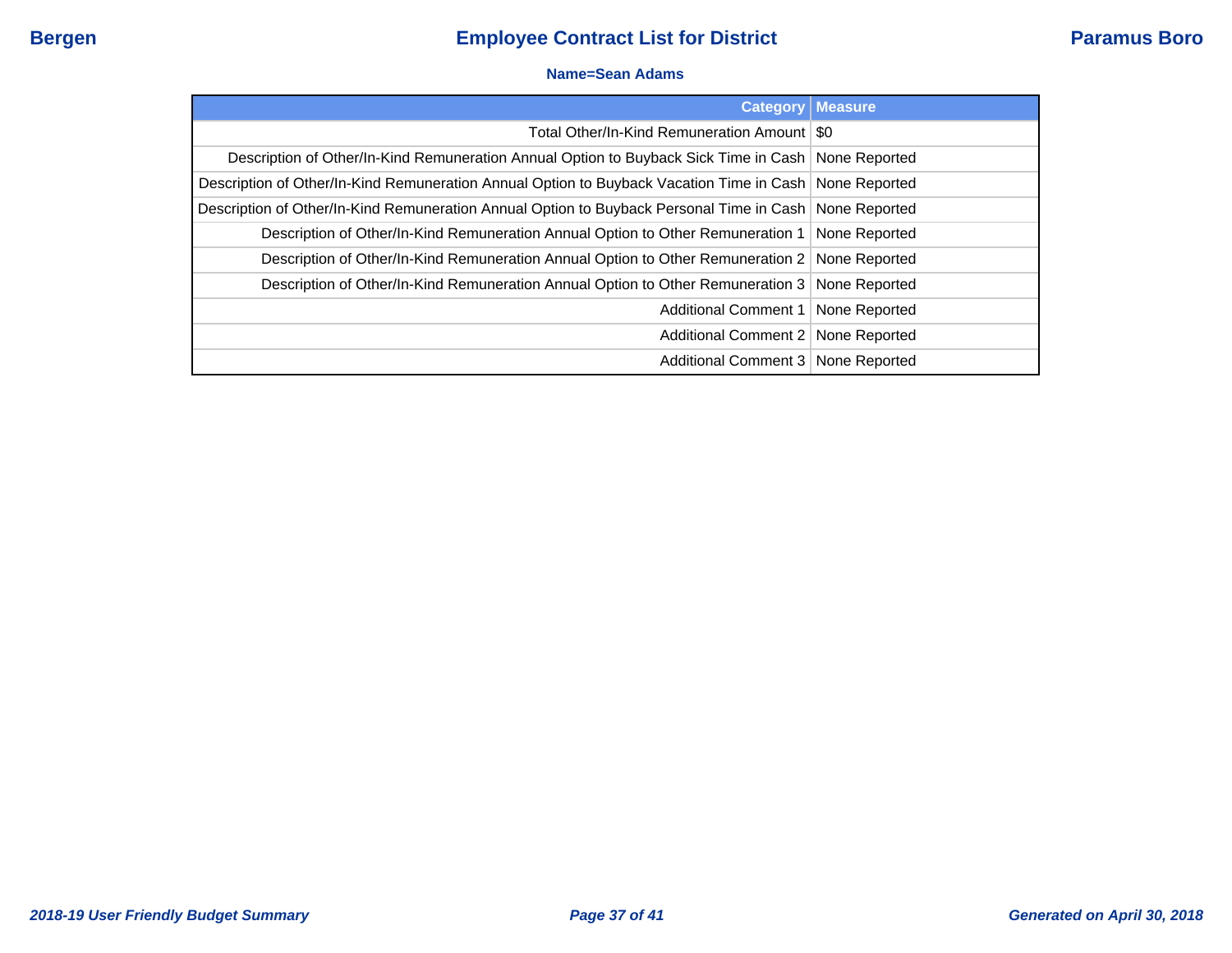## Employee Contract List for District

**Name=Sean Adams**

| Category | Measure |
|---|---|
| Total Other/In-Kind Remuneration Amount | $0 |
| Description of Other/In-Kind Remuneration Annual Option to Buyback Sick Time in Cash | None Reported |
| Description of Other/In-Kind Remuneration Annual Option to Buyback Vacation Time in Cash | None Reported |
| Description of Other/In-Kind Remuneration Annual Option to Buyback Personal Time in Cash | None Reported |
| Description of Other/In-Kind Remuneration Annual Option to Other Remuneration 1 | None Reported |
| Description of Other/In-Kind Remuneration Annual Option to Other Remuneration 2 | None Reported |
| Description of Other/In-Kind Remuneration Annual Option to Other Remuneration 3 | None Reported |
| Additional Comment 1 | None Reported |
| Additional Comment 2 | None Reported |
| Additional Comment 3 | None Reported |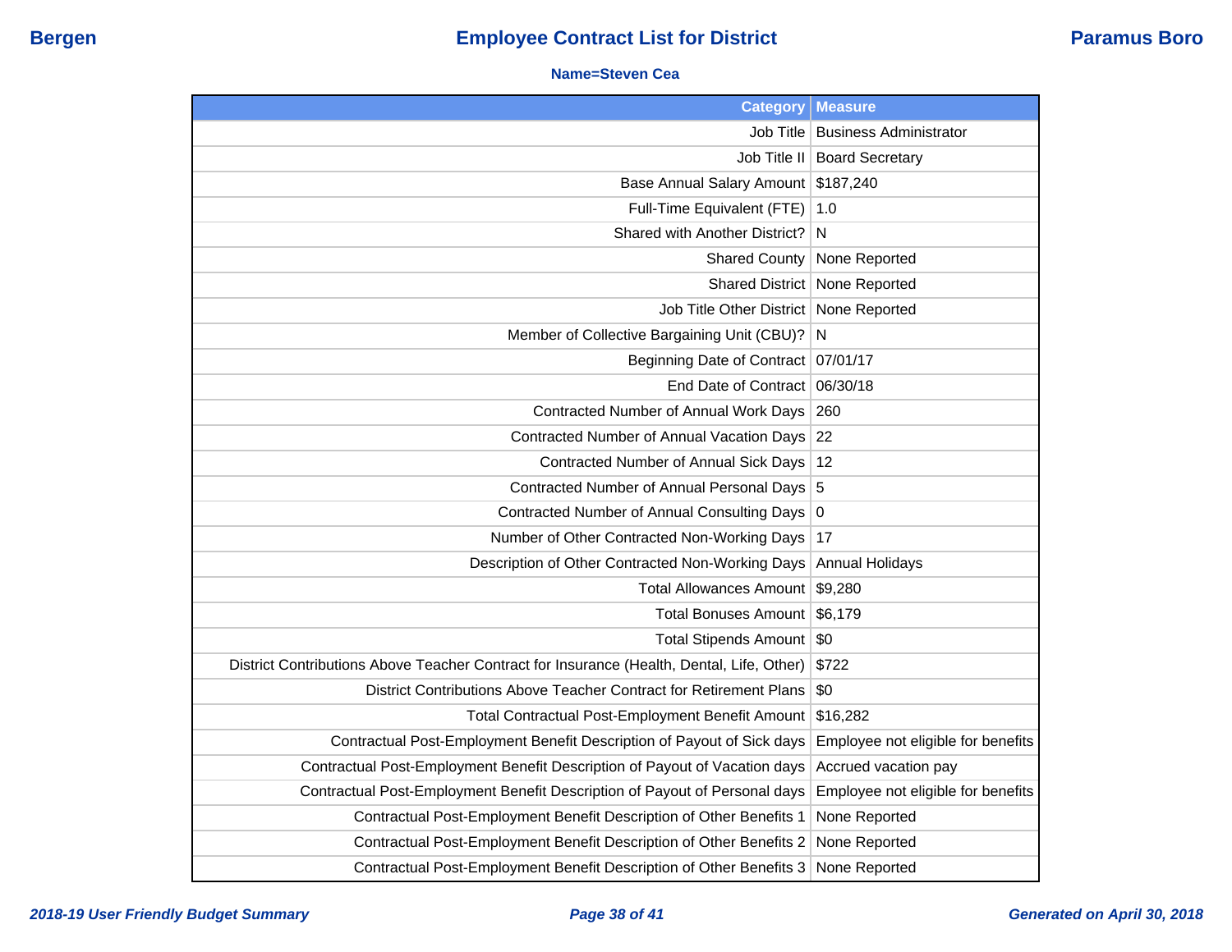# Employee Contract List for District

**Bergen** — **Paramus Boro**

**Name=Steven Cea**

| Category | Measure |
|---|---|
| Job Title | Business Administrator |
| Job Title II | Board Secretary |
| Base Annual Salary Amount | $187,240 |
| Full-Time Equivalent (FTE) | 1.0 |
| Shared with Another District? | N |
| Shared County | None Reported |
| Shared District | None Reported |
| Job Title Other District | None Reported |
| Member of Collective Bargaining Unit (CBU)? | N |
| Beginning Date of Contract | 07/01/17 |
| End Date of Contract | 06/30/18 |
| Contracted Number of Annual Work Days | 260 |
| Contracted Number of Annual Vacation Days | 22 |
| Contracted Number of Annual Sick Days | 12 |
| Contracted Number of Annual Personal Days | 5 |
| Contracted Number of Annual Consulting Days | 0 |
| Number of Other Contracted Non-Working Days | 17 |
| Description of Other Contracted Non-Working Days | Annual Holidays |
| Total Allowances Amount | $9,280 |
| Total Bonuses Amount | $6,179 |
| Total Stipends Amount | $0 |
| District Contributions Above Teacher Contract for Insurance (Health, Dental, Life, Other) | $722 |
| District Contributions Above Teacher Contract for Retirement Plans | $0 |
| Total Contractual Post-Employment Benefit Amount | $16,282 |
| Contractual Post-Employment Benefit Description of Payout of Sick days | Employee not eligible for benefits |
| Contractual Post-Employment Benefit Description of Payout of Vacation days | Accrued vacation pay |
| Contractual Post-Employment Benefit Description of Payout of Personal days | Employee not eligible for benefits |
| Contractual Post-Employment Benefit Description of Other Benefits 1 | None Reported |
| Contractual Post-Employment Benefit Description of Other Benefits 2 | None Reported |
| Contractual Post-Employment Benefit Description of Other Benefits 3 | None Reported |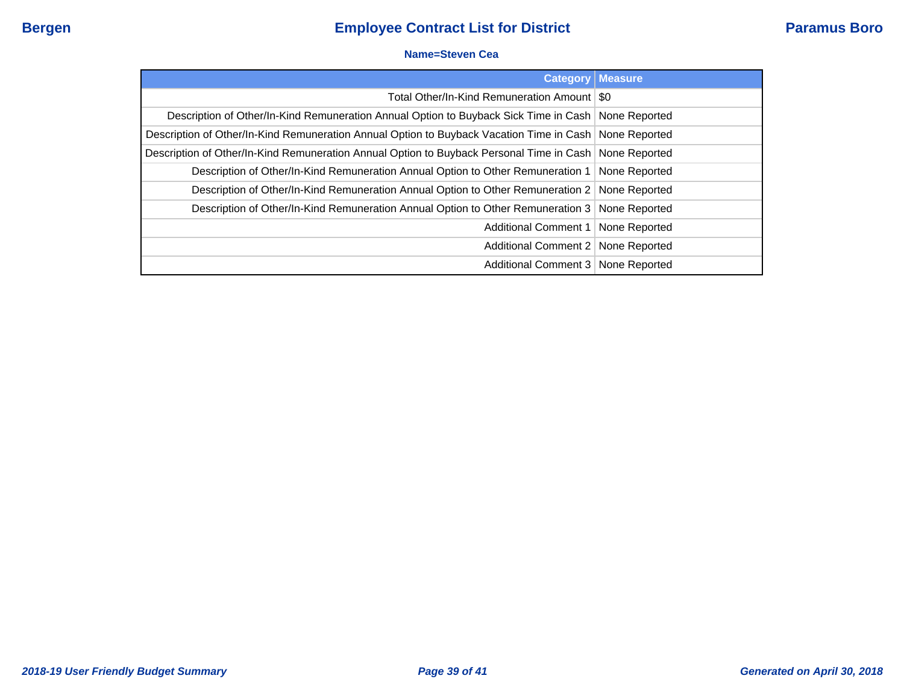**Name=Steven Cea**

| Category | Measure |
| --- | --- |
| Total Other/In-Kind Remuneration Amount | $0 |
| Description of Other/In-Kind Remuneration Annual Option to Buyback Sick Time in Cash | None Reported |
| Description of Other/In-Kind Remuneration Annual Option to Buyback Vacation Time in Cash | None Reported |
| Description of Other/In-Kind Remuneration Annual Option to Buyback Personal Time in Cash | None Reported |
| Description of Other/In-Kind Remuneration Annual Option to Other Remuneration 1 | None Reported |
| Description of Other/In-Kind Remuneration Annual Option to Other Remuneration 2 | None Reported |
| Description of Other/In-Kind Remuneration Annual Option to Other Remuneration 3 | None Reported |
| Additional Comment 1 | None Reported |
| Additional Comment 2 | None Reported |
| Additional Comment 3 | None Reported |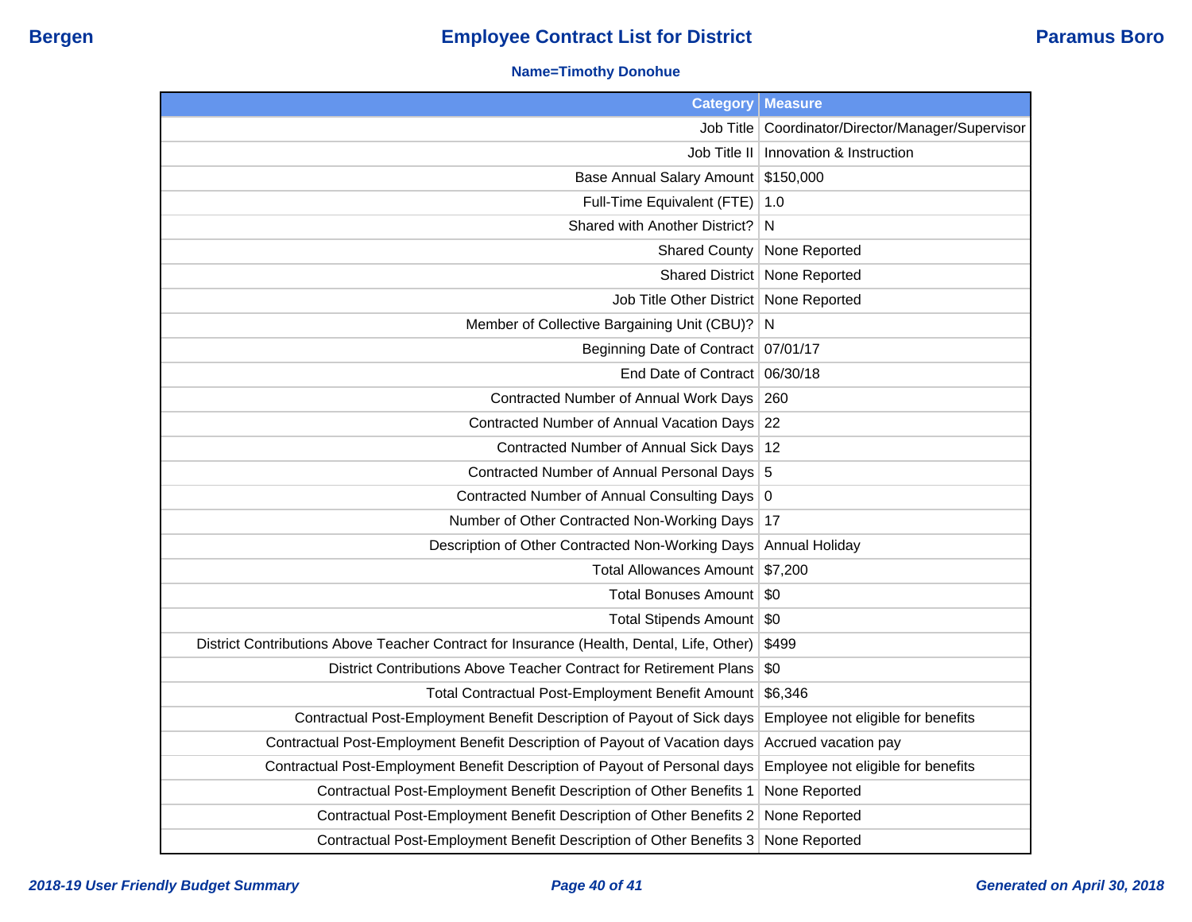**Bergen** | **Employee Contract List for District** | **Paramus Boro**

**Name=Timothy Donohue**

| Category | Measure |
|---|---|
| Job Title | Coordinator/Director/Manager/Supervisor |
| Job Title II | Innovation & Instruction |
| Base Annual Salary Amount | $150,000 |
| Full-Time Equivalent (FTE) | 1.0 |
| Shared with Another District? | N |
| Shared County | None Reported |
| Shared District | None Reported |
| Job Title Other District | None Reported |
| Member of Collective Bargaining Unit (CBU)? | N |
| Beginning Date of Contract | 07/01/17 |
| End Date of Contract | 06/30/18 |
| Contracted Number of Annual Work Days | 260 |
| Contracted Number of Annual Vacation Days | 22 |
| Contracted Number of Annual Sick Days | 12 |
| Contracted Number of Annual Personal Days | 5 |
| Contracted Number of Annual Consulting Days | 0 |
| Number of Other Contracted Non-Working Days | 17 |
| Description of Other Contracted Non-Working Days | Annual Holiday |
| Total Allowances Amount | $7,200 |
| Total Bonuses Amount | $0 |
| Total Stipends Amount | $0 |
| District Contributions Above Teacher Contract for Insurance (Health, Dental, Life, Other) | $499 |
| District Contributions Above Teacher Contract for Retirement Plans | $0 |
| Total Contractual Post-Employment Benefit Amount | $6,346 |
| Contractual Post-Employment Benefit Description of Payout of Sick days | Employee not eligible for benefits |
| Contractual Post-Employment Benefit Description of Payout of Vacation days | Accrued vacation pay |
| Contractual Post-Employment Benefit Description of Payout of Personal days | Employee not eligible for benefits |
| Contractual Post-Employment Benefit Description of Other Benefits 1 | None Reported |
| Contractual Post-Employment Benefit Description of Other Benefits 2 | None Reported |
| Contractual Post-Employment Benefit Description of Other Benefits 3 | None Reported |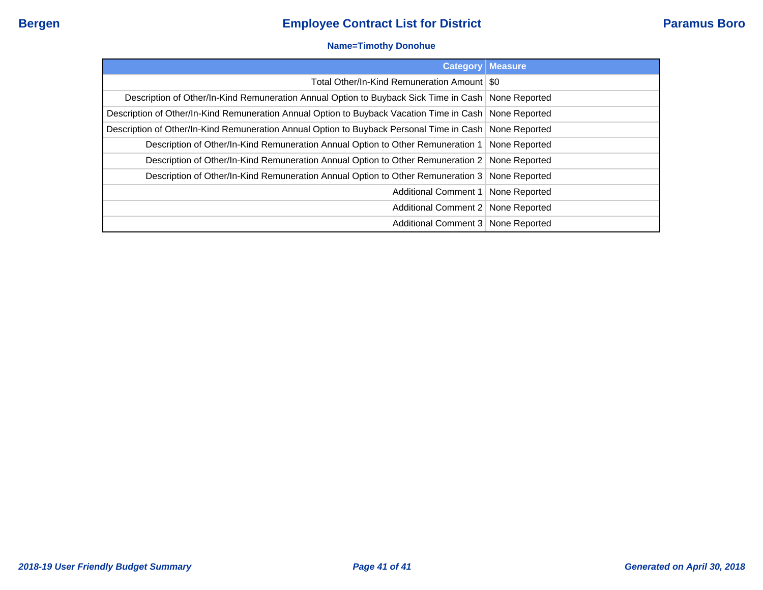**Name=Timothy Donohue**

| Category | Measure |
|---|---|
| Total Other/In-Kind Remuneration Amount | $0 |
| Description of Other/In-Kind Remuneration Annual Option to Buyback Sick Time in Cash | None Reported |
| Description of Other/In-Kind Remuneration Annual Option to Buyback Vacation Time in Cash | None Reported |
| Description of Other/In-Kind Remuneration Annual Option to Buyback Personal Time in Cash | None Reported |
| Description of Other/In-Kind Remuneration Annual Option to Other Remuneration 1 | None Reported |
| Description of Other/In-Kind Remuneration Annual Option to Other Remuneration 2 | None Reported |
| Description of Other/In-Kind Remuneration Annual Option to Other Remuneration 3 | None Reported |
| Additional Comment 1 | None Reported |
| Additional Comment 2 | None Reported |
| Additional Comment 3 | None Reported |